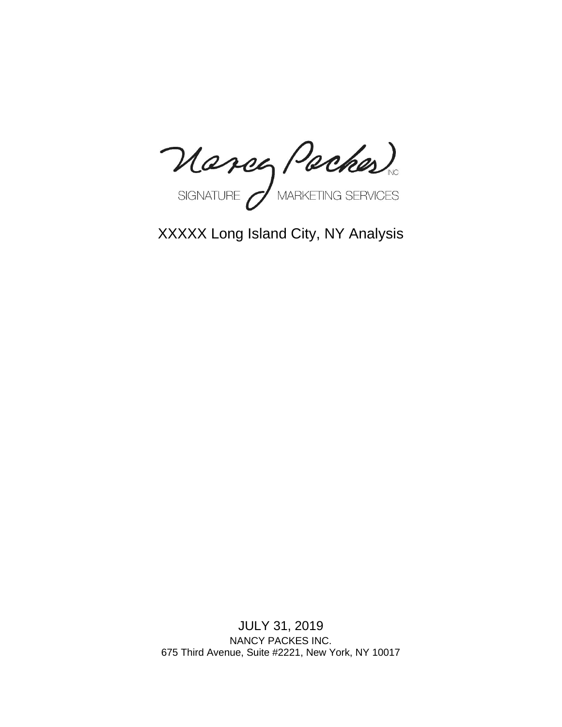Nancy Packes INC

SIGNATURE MARKETING SERVICES

# XXXXX Long Island City, NY Analysis

JULY 31, 2019

NANCY PACKES INC.

675 Third Avenue, Suite #2221, New York, NY 10017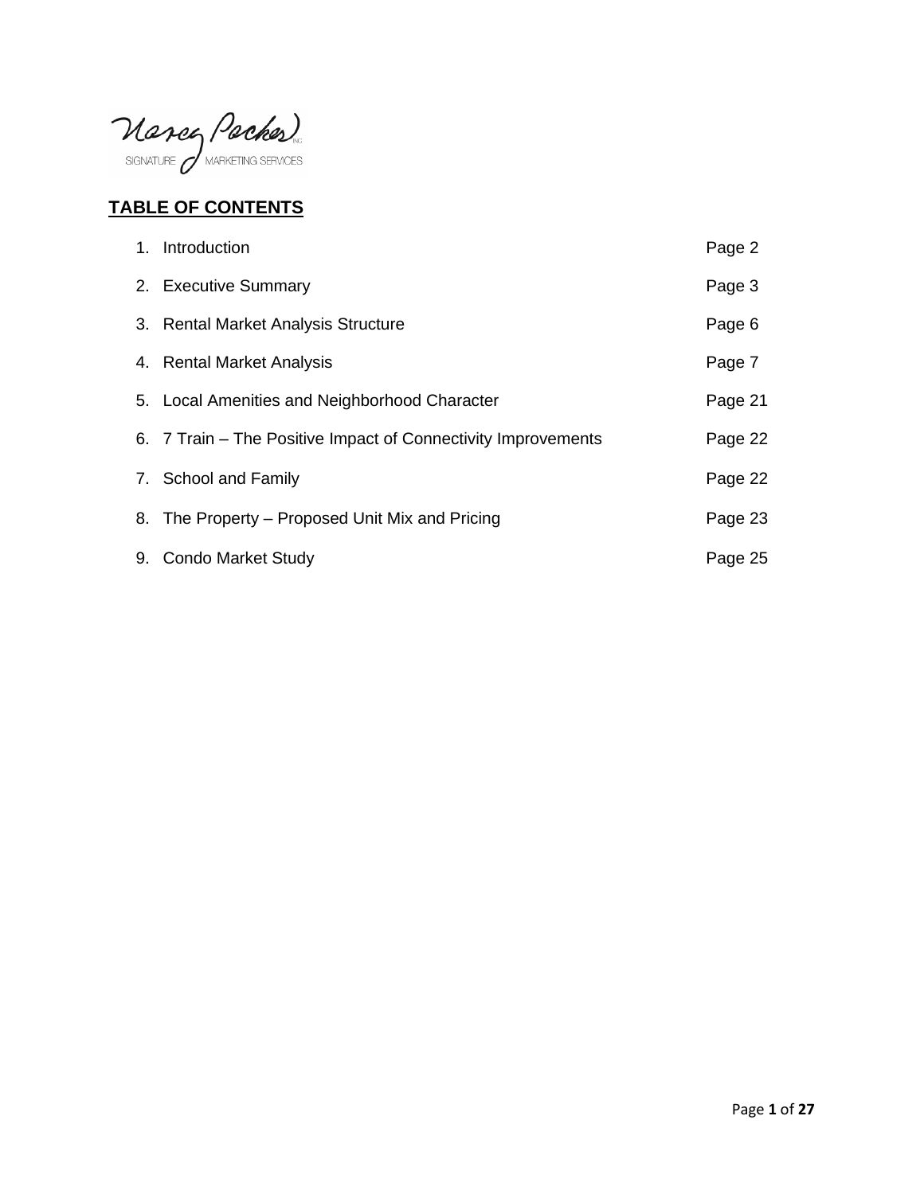Nancy Packes SIGNATURE MARKETING SERVICES INC

**TABLE OF CONTENTS**

| | | |
|---|---|---|
| 1. | Introduction | Page 2 |
| 2. | Executive Summary | Page 3 |
| 3. | Rental Market Analysis Structure | Page 6 |
| 4. | Rental Market Analysis | Page 7 |
| 5. | Local Amenities and Neighborhood Character | Page 21 |
| 6. | 7 Train – The Positive Impact of Connectivity Improvements | Page 22 |
| 7. | School and Family | Page 22 |
| 8. | The Property – Proposed Unit Mix and Pricing | Page 23 |
| 9. | Condo Market Study | Page 25 |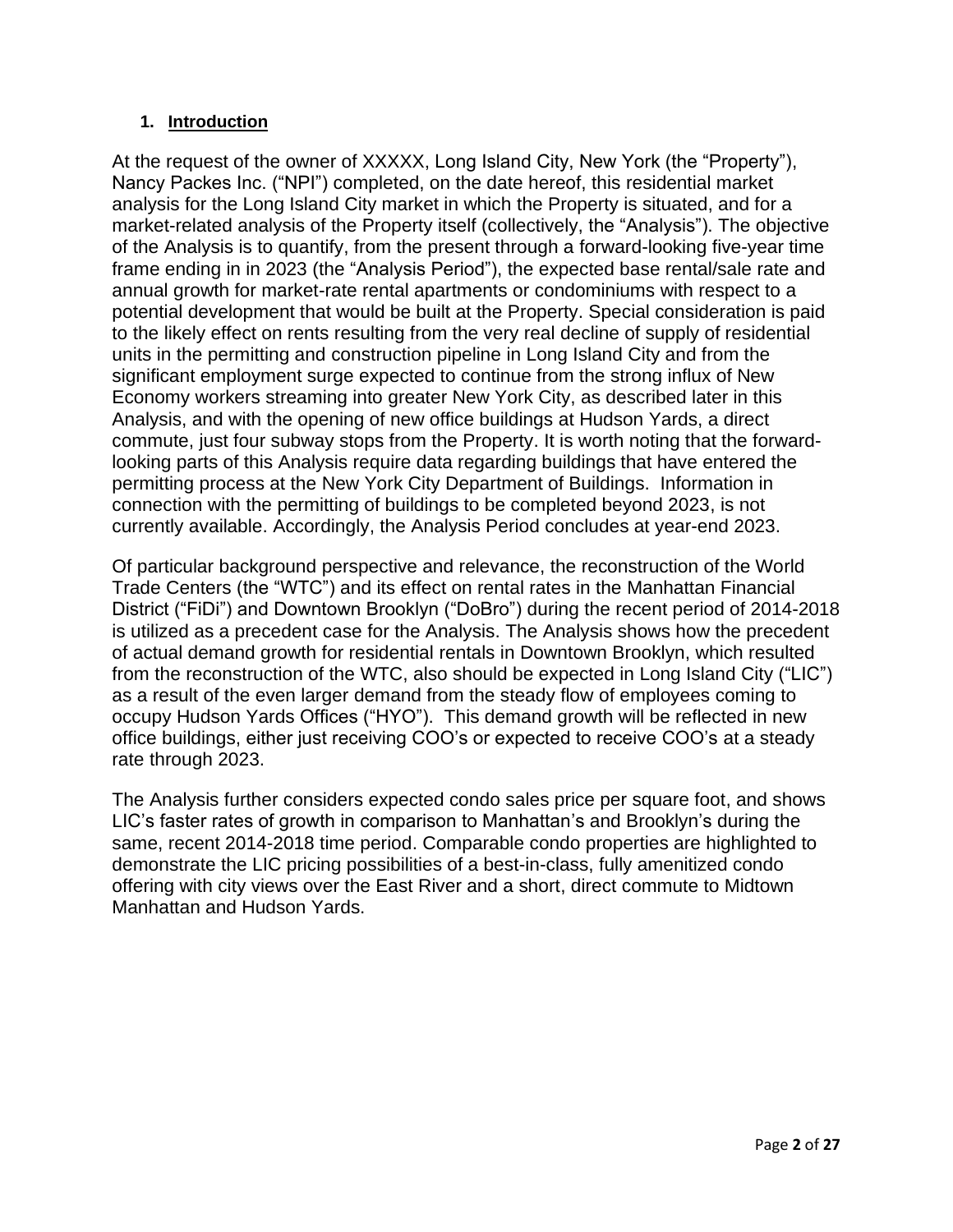## 1. Introduction

At the request of the owner of XXXXX, Long Island City, New York (the "Property"), Nancy Packes Inc. ("NPI") completed, on the date hereof, this residential market analysis for the Long Island City market in which the Property is situated, and for a market-related analysis of the Property itself (collectively, the "Analysis"). The objective of the Analysis is to quantify, from the present through a forward-looking five-year time frame ending in in 2023 (the "Analysis Period"), the expected base rental/sale rate and annual growth for market-rate rental apartments or condominiums with respect to a potential development that would be built at the Property. Special consideration is paid to the likely effect on rents resulting from the very real decline of supply of residential units in the permitting and construction pipeline in Long Island City and from the significant employment surge expected to continue from the strong influx of New Economy workers streaming into greater New York City, as described later in this Analysis, and with the opening of new office buildings at Hudson Yards, a direct commute, just four subway stops from the Property. It is worth noting that the forward-looking parts of this Analysis require data regarding buildings that have entered the permitting process at the New York City Department of Buildings. Information in connection with the permitting of buildings to be completed beyond 2023, is not currently available. Accordingly, the Analysis Period concludes at year-end 2023.

Of particular background perspective and relevance, the reconstruction of the World Trade Centers (the "WTC") and its effect on rental rates in the Manhattan Financial District ("FiDi") and Downtown Brooklyn ("DoBro") during the recent period of 2014-2018 is utilized as a precedent case for the Analysis. The Analysis shows how the precedent of actual demand growth for residential rentals in Downtown Brooklyn, which resulted from the reconstruction of the WTC, also should be expected in Long Island City ("LIC") as a result of the even larger demand from the steady flow of employees coming to occupy Hudson Yards Offices ("HYO"). This demand growth will be reflected in new office buildings, either just receiving COO's or expected to receive COO's at a steady rate through 2023.

The Analysis further considers expected condo sales price per square foot, and shows LIC's faster rates of growth in comparison to Manhattan's and Brooklyn's during the same, recent 2014-2018 time period. Comparable condo properties are highlighted to demonstrate the LIC pricing possibilities of a best-in-class, fully amenitized condo offering with city views over the East River and a short, direct commute to Midtown Manhattan and Hudson Yards.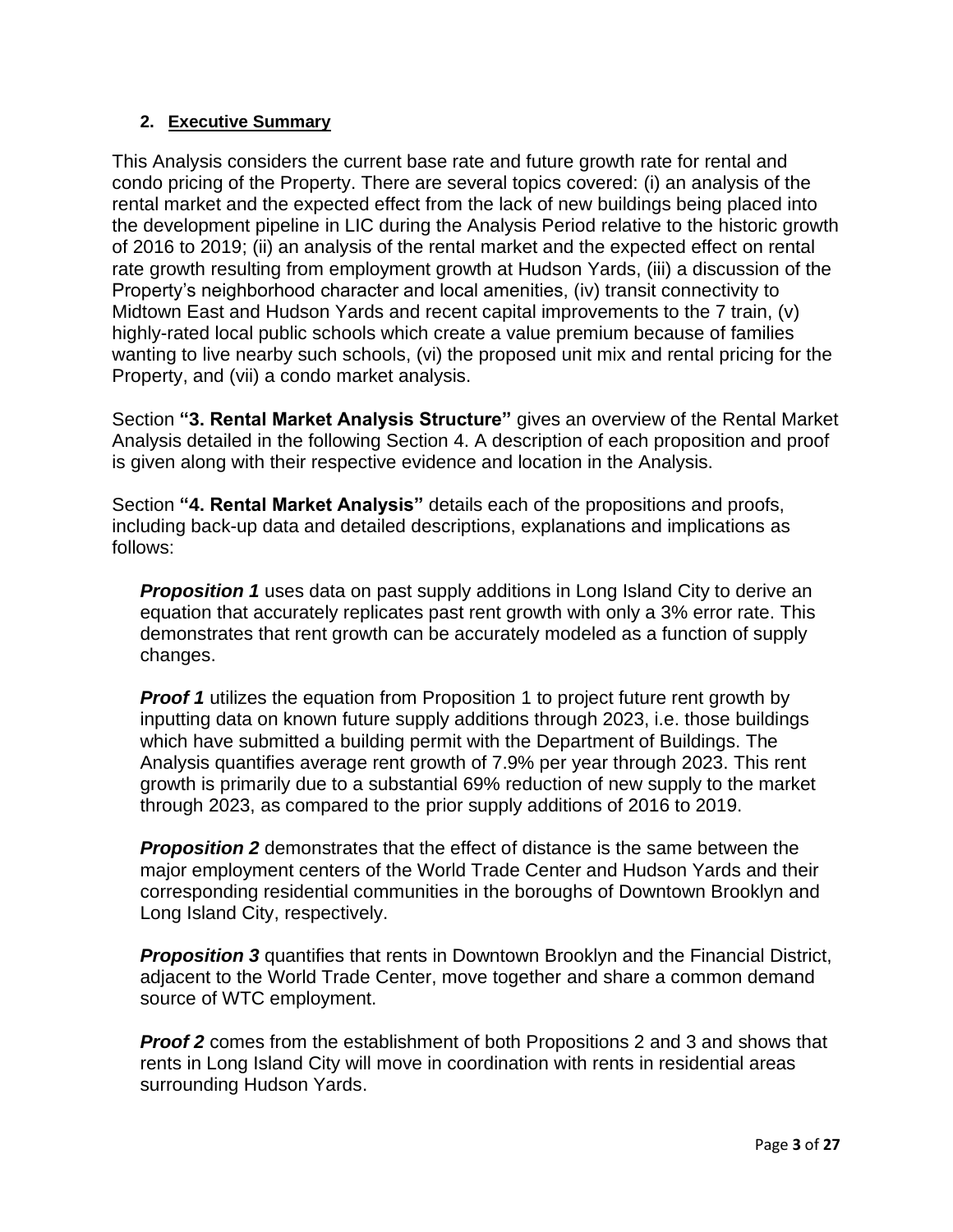## 2. Executive Summary

This Analysis considers the current base rate and future growth rate for rental and condo pricing of the Property. There are several topics covered: (i) an analysis of the rental market and the expected effect from the lack of new buildings being placed into the development pipeline in LIC during the Analysis Period relative to the historic growth of 2016 to 2019; (ii) an analysis of the rental market and the expected effect on rental rate growth resulting from employment growth at Hudson Yards, (iii) a discussion of the Property's neighborhood character and local amenities, (iv) transit connectivity to Midtown East and Hudson Yards and recent capital improvements to the 7 train, (v) highly-rated local public schools which create a value premium because of families wanting to live nearby such schools, (vi) the proposed unit mix and rental pricing for the Property, and (vii) a condo market analysis.

Section **"3. Rental Market Analysis Structure"** gives an overview of the Rental Market Analysis detailed in the following Section 4. A description of each proposition and proof is given along with their respective evidence and location in the Analysis.

Section **"4. Rental Market Analysis"** details each of the propositions and proofs, including back-up data and detailed descriptions, explanations and implications as follows:

> ***Proposition 1*** uses data on past supply additions in Long Island City to derive an equation that accurately replicates past rent growth with only a 3% error rate. This demonstrates that rent growth can be accurately modeled as a function of supply changes.
>
> ***Proof 1*** utilizes the equation from Proposition 1 to project future rent growth by inputting data on known future supply additions through 2023, i.e. those buildings which have submitted a building permit with the Department of Buildings. The Analysis quantifies average rent growth of 7.9% per year through 2023. This rent growth is primarily due to a substantial 69% reduction of new supply to the market through 2023, as compared to the prior supply additions of 2016 to 2019.
>
> ***Proposition 2*** demonstrates that the effect of distance is the same between the major employment centers of the World Trade Center and Hudson Yards and their corresponding residential communities in the boroughs of Downtown Brooklyn and Long Island City, respectively.
>
> ***Proposition 3*** quantifies that rents in Downtown Brooklyn and the Financial District, adjacent to the World Trade Center, move together and share a common demand source of WTC employment.
>
> ***Proof 2*** comes from the establishment of both Propositions 2 and 3 and shows that rents in Long Island City will move in coordination with rents in residential areas surrounding Hudson Yards.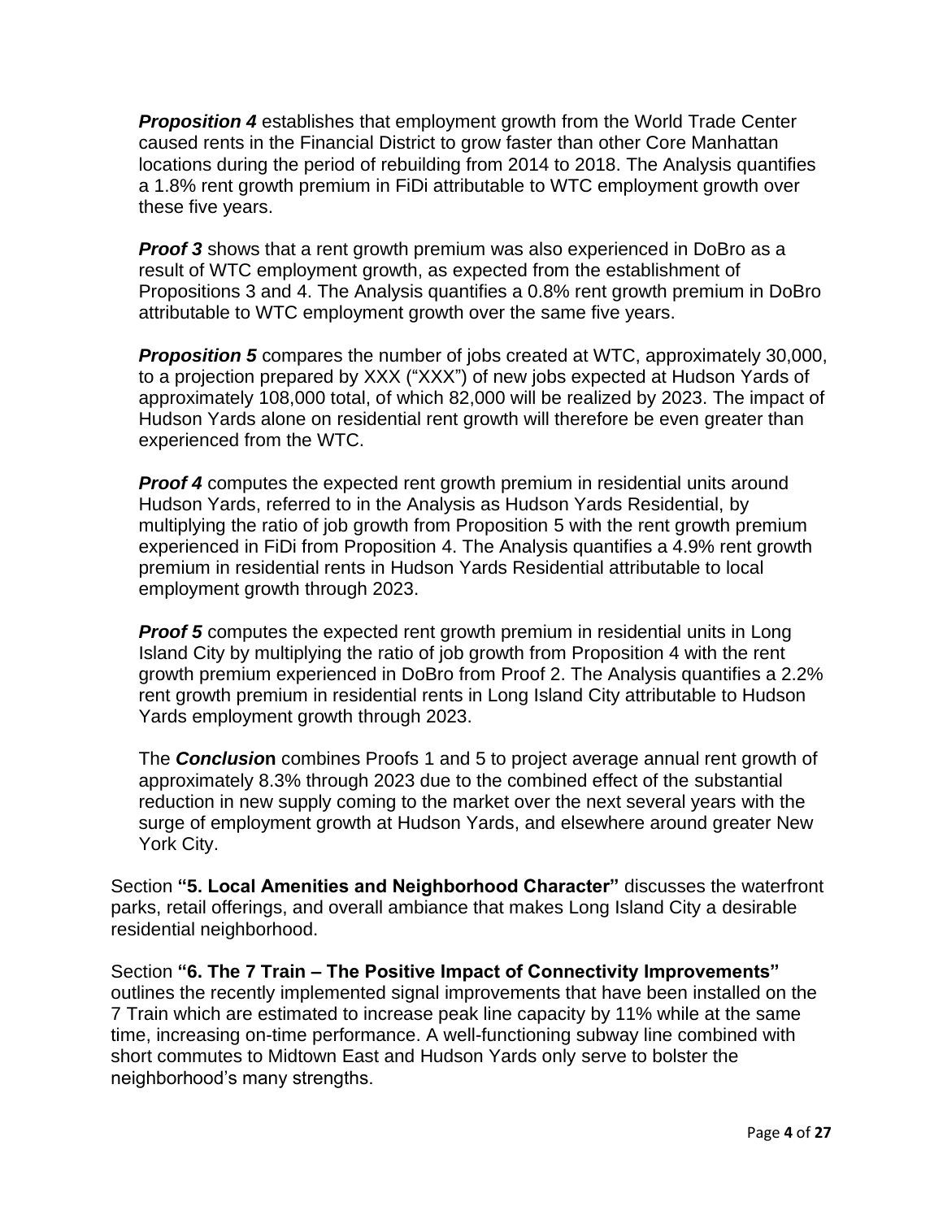***Proposition 4*** establishes that employment growth from the World Trade Center caused rents in the Financial District to grow faster than other Core Manhattan locations during the period of rebuilding from 2014 to 2018. The Analysis quantifies a 1.8% rent growth premium in FiDi attributable to WTC employment growth over these five years.

***Proof 3*** shows that a rent growth premium was also experienced in DoBro as a result of WTC employment growth, as expected from the establishment of Propositions 3 and 4. The Analysis quantifies a 0.8% rent growth premium in DoBro attributable to WTC employment growth over the same five years.

***Proposition 5*** compares the number of jobs created at WTC, approximately 30,000, to a projection prepared by XXX ("XXX") of new jobs expected at Hudson Yards of approximately 108,000 total, of which 82,000 will be realized by 2023. The impact of Hudson Yards alone on residential rent growth will therefore be even greater than experienced from the WTC.

***Proof 4*** computes the expected rent growth premium in residential units around Hudson Yards, referred to in the Analysis as Hudson Yards Residential, by multiplying the ratio of job growth from Proposition 5 with the rent growth premium experienced in FiDi from Proposition 4. The Analysis quantifies a 4.9% rent growth premium in residential rents in Hudson Yards Residential attributable to local employment growth through 2023.

***Proof 5*** computes the expected rent growth premium in residential units in Long Island City by multiplying the ratio of job growth from Proposition 4 with the rent growth premium experienced in DoBro from Proof 2. The Analysis quantifies a 2.2% rent growth premium in residential rents in Long Island City attributable to Hudson Yards employment growth through 2023.

The ***Conclusion*** combines Proofs 1 and 5 to project average annual rent growth of approximately 8.3% through 2023 due to the combined effect of the substantial reduction in new supply coming to the market over the next several years with the surge of employment growth at Hudson Yards, and elsewhere around greater New York City.

Section **"5. Local Amenities and Neighborhood Character"** discusses the waterfront parks, retail offerings, and overall ambiance that makes Long Island City a desirable residential neighborhood.

Section **"6. The 7 Train – The Positive Impact of Connectivity Improvements"** outlines the recently implemented signal improvements that have been installed on the 7 Train which are estimated to increase peak line capacity by 11% while at the same time, increasing on-time performance. A well-functioning subway line combined with short commutes to Midtown East and Hudson Yards only serve to bolster the neighborhood's many strengths.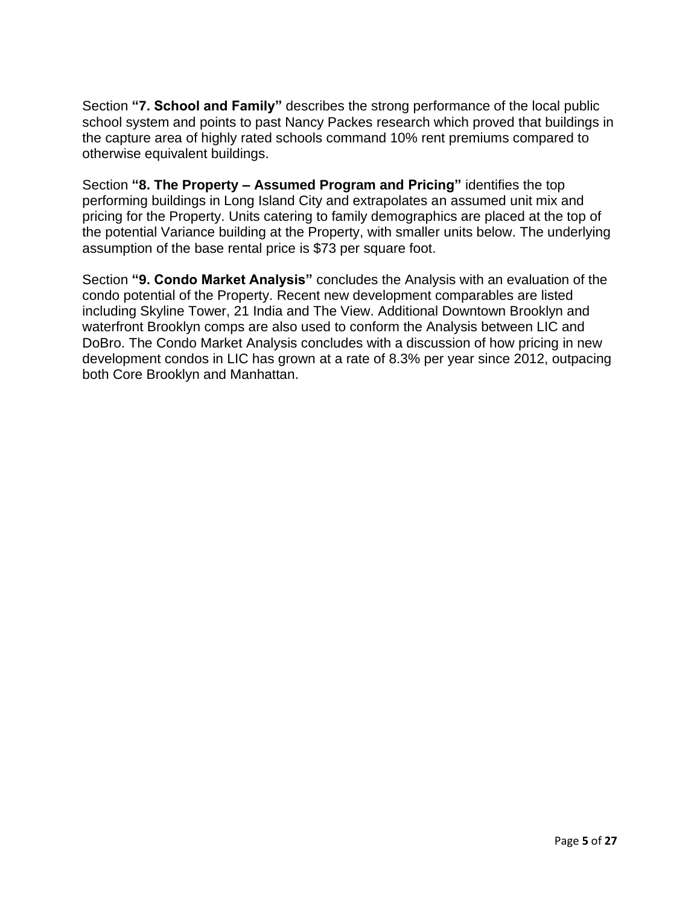Section **"7. School and Family"** describes the strong performance of the local public school system and points to past Nancy Packes research which proved that buildings in the capture area of highly rated schools command 10% rent premiums compared to otherwise equivalent buildings.

Section **"8. The Property – Assumed Program and Pricing"** identifies the top performing buildings in Long Island City and extrapolates an assumed unit mix and pricing for the Property. Units catering to family demographics are placed at the top of the potential Variance building at the Property, with smaller units below. The underlying assumption of the base rental price is $73 per square foot.

Section **"9. Condo Market Analysis"** concludes the Analysis with an evaluation of the condo potential of the Property. Recent new development comparables are listed including Skyline Tower, 21 India and The View. Additional Downtown Brooklyn and waterfront Brooklyn comps are also used to conform the Analysis between LIC and DoBro. The Condo Market Analysis concludes with a discussion of how pricing in new development condos in LIC has grown at a rate of 8.3% per year since 2012, outpacing both Core Brooklyn and Manhattan.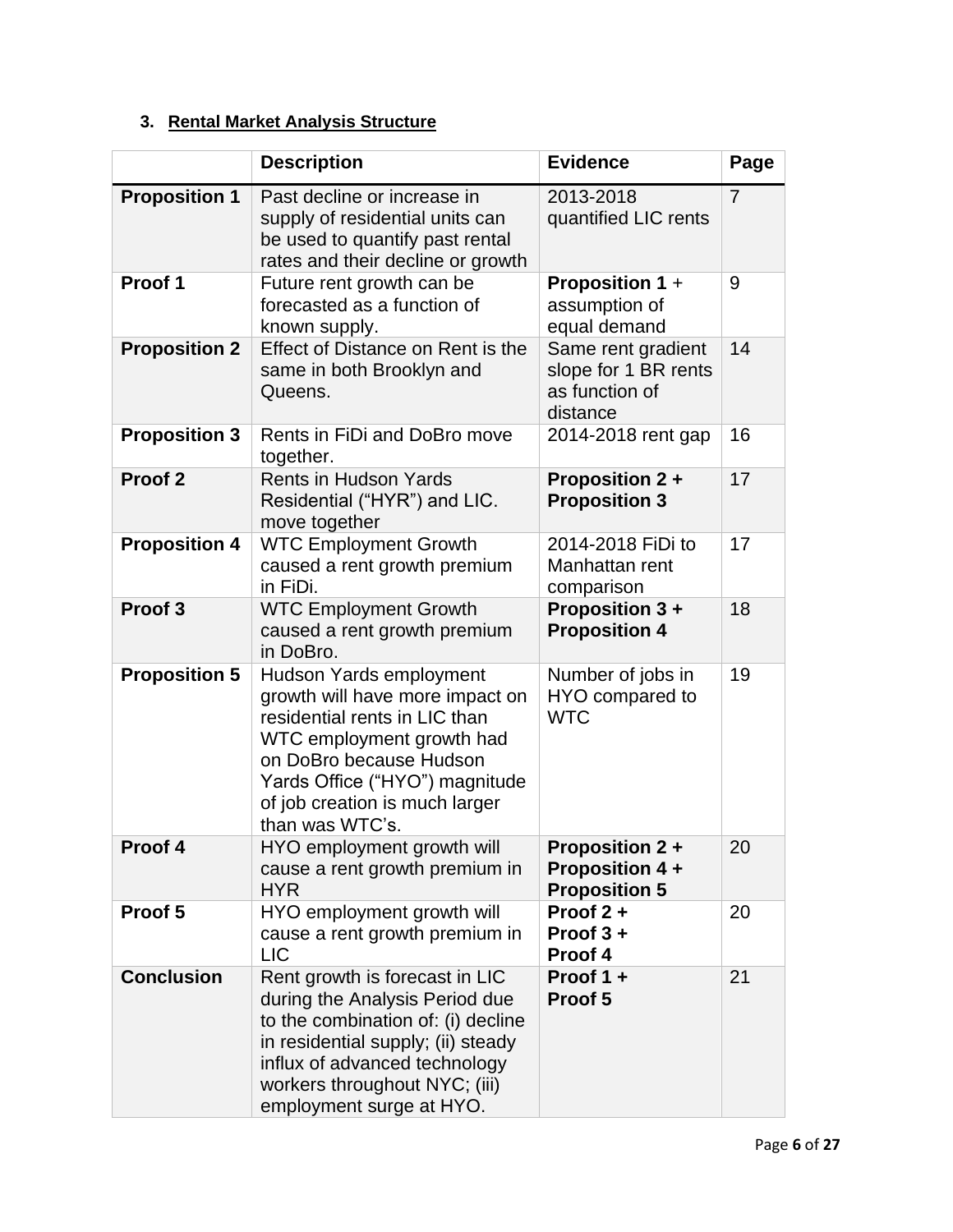### 3. Rental Market Analysis Structure

| | Description | Evidence | Page |
|---|---|---|---|
| **Proposition 1** | Past decline or increase in supply of residential units can be used to quantify past rental rates and their decline or growth | 2013-2018 quantified LIC rents | 7 |
| **Proof 1** | Future rent growth can be forecasted as a function of known supply. | **Proposition 1** + assumption of equal demand | 9 |
| **Proposition 2** | Effect of Distance on Rent is the same in both Brooklyn and Queens. | Same rent gradient slope for 1 BR rents as function of distance | 14 |
| **Proposition 3** | Rents in FiDi and DoBro move together. | 2014-2018 rent gap | 16 |
| **Proof 2** | Rents in Hudson Yards Residential ("HYR") and LIC. move together | **Proposition 2 + Proposition 3** | 17 |
| **Proposition 4** | WTC Employment Growth caused a rent growth premium in FiDi. | 2014-2018 FiDi to Manhattan rent comparison | 17 |
| **Proof 3** | WTC Employment Growth caused a rent growth premium in DoBro. | **Proposition 3 + Proposition 4** | 18 |
| **Proposition 5** | Hudson Yards employment growth will have more impact on residential rents in LIC than WTC employment growth had on DoBro because Hudson Yards Office ("HYO") magnitude of job creation is much larger than was WTC's. | Number of jobs in HYO compared to WTC | 19 |
| **Proof 4** | HYO employment growth will cause a rent growth premium in HYR | **Proposition 2 + Proposition 4 + Proposition 5** | 20 |
| **Proof 5** | HYO employment growth will cause a rent growth premium in LIC | **Proof 2 + Proof 3 + Proof 4** | 20 |
| **Conclusion** | Rent growth is forecast in LIC during the Analysis Period due to the combination of: (i) decline in residential supply; (ii) steady influx of advanced technology workers throughout NYC; (iii) employment surge at HYO. | **Proof 1 + Proof 5** | 21 |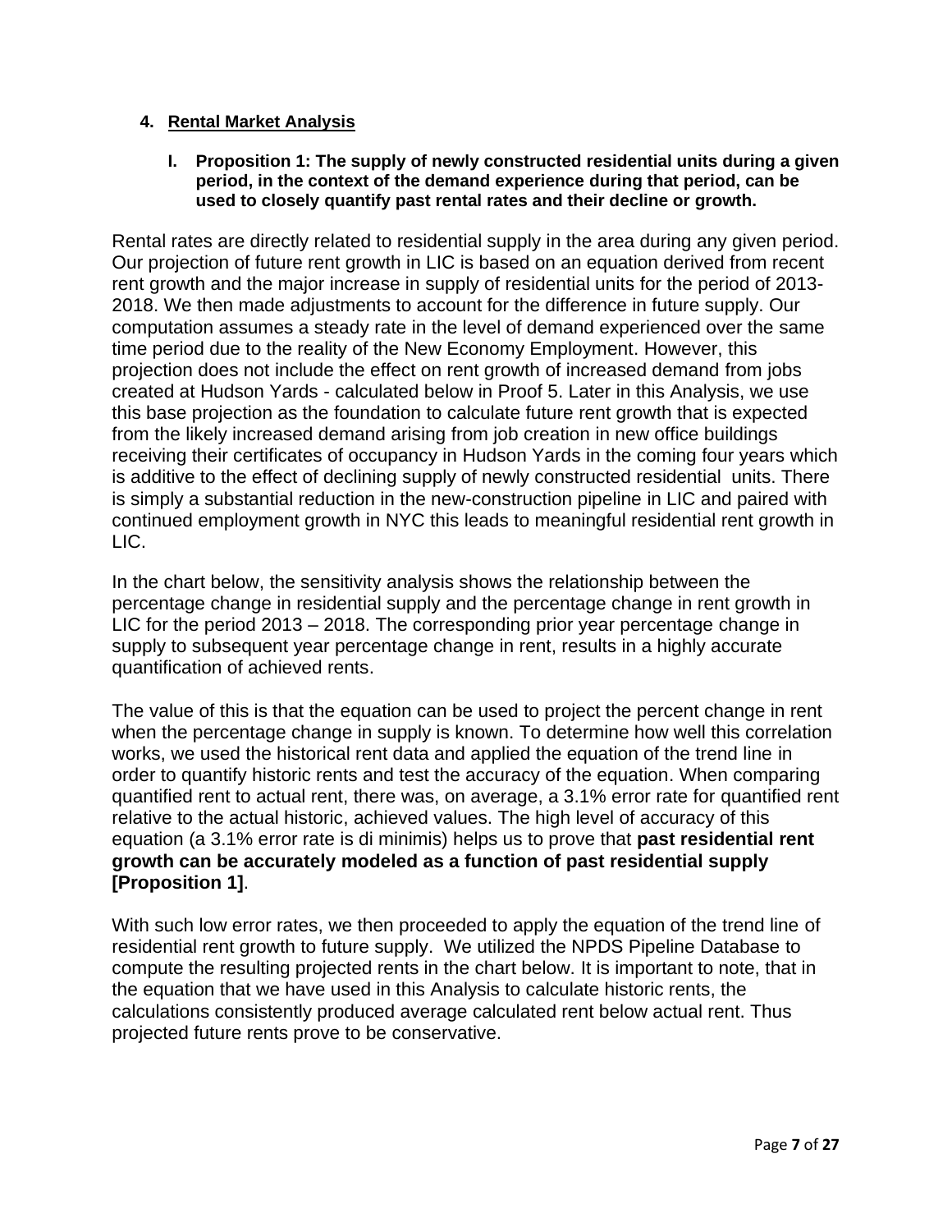## 4. Rental Market Analysis

### I. Proposition 1: The supply of newly constructed residential units during a given period, in the context of the demand experience during that period, can be used to closely quantify past rental rates and their decline or growth.

Rental rates are directly related to residential supply in the area during any given period. Our projection of future rent growth in LIC is based on an equation derived from recent rent growth and the major increase in supply of residential units for the period of 2013-2018. We then made adjustments to account for the difference in future supply. Our computation assumes a steady rate in the level of demand experienced over the same time period due to the reality of the New Economy Employment. However, this projection does not include the effect on rent growth of increased demand from jobs created at Hudson Yards - calculated below in Proof 5. Later in this Analysis, we use this base projection as the foundation to calculate future rent growth that is expected from the likely increased demand arising from job creation in new office buildings receiving their certificates of occupancy in Hudson Yards in the coming four years which is additive to the effect of declining supply of newly constructed residential units. There is simply a substantial reduction in the new-construction pipeline in LIC and paired with continued employment growth in NYC this leads to meaningful residential rent growth in LIC.

In the chart below, the sensitivity analysis shows the relationship between the percentage change in residential supply and the percentage change in rent growth in LIC for the period 2013 – 2018. The corresponding prior year percentage change in supply to subsequent year percentage change in rent, results in a highly accurate quantification of achieved rents.

The value of this is that the equation can be used to project the percent change in rent when the percentage change in supply is known. To determine how well this correlation works, we used the historical rent data and applied the equation of the trend line in order to quantify historic rents and test the accuracy of the equation. When comparing quantified rent to actual rent, there was, on average, a 3.1% error rate for quantified rent relative to the actual historic, achieved values. The high level of accuracy of this equation (a 3.1% error rate is di minimis) helps us to prove that **past residential rent growth can be accurately modeled as a function of past residential supply [Proposition 1]**.

With such low error rates, we then proceeded to apply the equation of the trend line of residential rent growth to future supply. We utilized the NPDS Pipeline Database to compute the resulting projected rents in the chart below. It is important to note, that in the equation that we have used in this Analysis to calculate historic rents, the calculations consistently produced average calculated rent below actual rent. Thus projected future rents prove to be conservative.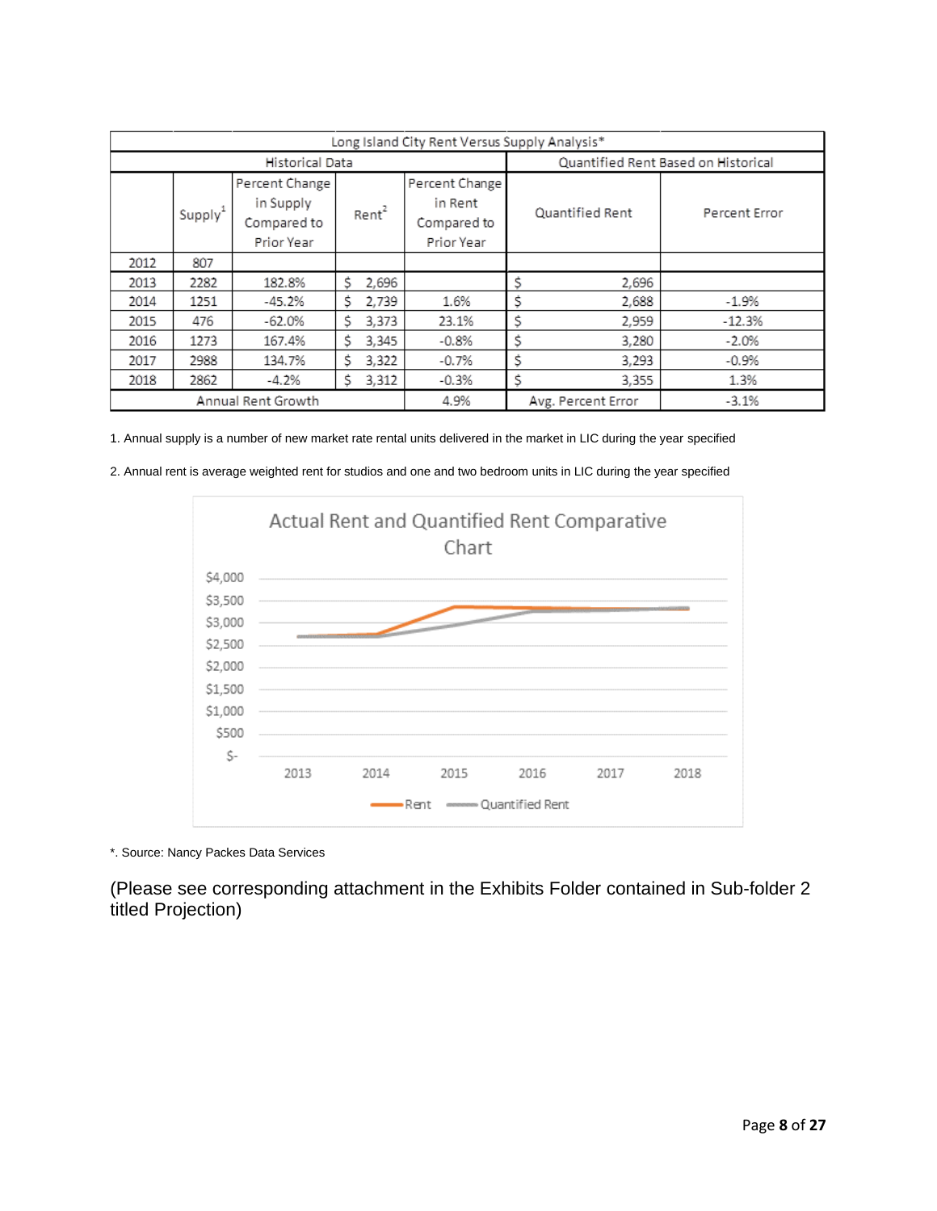| Long Island City Rent Versus Supply Analysis* | | | | | | |
|---|---|---|---|---|---|---|
| Historical Data | | | | | Quantified Rent Based on Historical | |
| | Supply[1] | Percent Change in Supply Compared to Prior Year | Rent[2] | Percent Change in Rent Compared to Prior Year | Quantified Rent | Percent Error |
| 2012 | 807 | | | | | |
| 2013 | 2282 | 182.8% | $ 2,696 | | $ 2,696 | |
| 2014 | 1251 | -45.2% | $ 2,739 | 1.6% | $ 2,688 | -1.9% |
| 2015 | 476 | -62.0% | $ 3,373 | 23.1% | $ 2,959 | -12.3% |
| 2016 | 1273 | 167.4% | $ 3,345 | -0.8% | $ 3,280 | -2.0% |
| 2017 | 2988 | 134.7% | $ 3,322 | -0.7% | $ 3,293 | -0.9% |
| 2018 | 2862 | -4.2% | $ 3,312 | -0.3% | $ 3,355 | 1.3% |
| Annual Rent Growth | | | | 4.9% | Avg. Percent Error | -3.1% |

1. Annual supply is a number of new market rate rental units delivered in the market in LIC during the year specified

2. Annual rent is average weighted rent for studios and one and two bedroom units in LIC during the year specified

**Actual Rent and Quantified Rent Comparative Chart**

| Year | Rent | Quantified Rent |
|---|---|---|
| 2013 | $2,696 | $2,696 |
| 2014 | $2,739 | $2,688 |
| 2015 | $3,373 | $2,959 |
| 2016 | $3,345 | $3,280 |
| 2017 | $3,322 | $3,293 |
| 2018 | $3,312 | $3,355 |

*. Source: Nancy Packes Data Services

(Please see corresponding attachment in the Exhibits Folder contained in Sub-folder 2 titled Projection)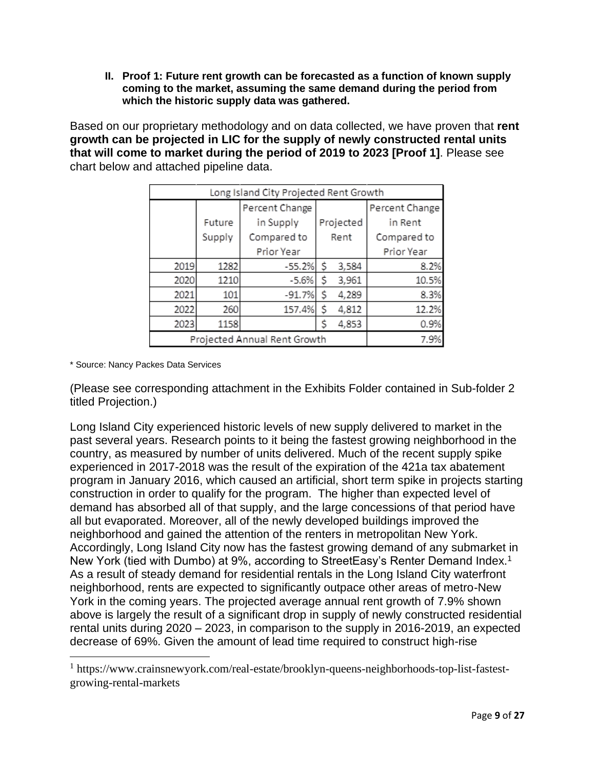II. **Proof 1: Future rent growth can be forecasted as a function of known supply coming to the market, assuming the same demand during the period from which the historic supply data was gathered.**

Based on our proprietary methodology and on data collected, we have proven that **rent growth can be projected in LIC for the supply of newly constructed rental units that will come to market during the period of 2019 to 2023 [Proof 1]**. Please see chart below and attached pipeline data.

| Long Island City Projected Rent Growth | | | | |
|---|---|---|---|---|
| | Future Supply | Percent Change in Supply Compared to Prior Year | Projected Rent | Percent Change in Rent Compared to Prior Year |
| 2019 | 1282 | -55.2% | $ 3,584 | 8.2% |
| 2020 | 1210 | -5.6% | $ 3,961 | 10.5% |
| 2021 | 101 | -91.7% | $ 4,289 | 8.3% |
| 2022 | 260 | 157.4% | $ 4,812 | 12.2% |
| 2023 | 1158 | | $ 4,853 | 0.9% |
| Projected Annual Rent Growth | | | | 7.9% |

\* Source: Nancy Packes Data Services

(Please see corresponding attachment in the Exhibits Folder contained in Sub-folder 2 titled Projection.)

Long Island City experienced historic levels of new supply delivered to market in the past several years. Research points to it being the fastest growing neighborhood in the country, as measured by number of units delivered. Much of the recent supply spike experienced in 2017-2018 was the result of the expiration of the 421a tax abatement program in January 2016, which caused an artificial, short term spike in projects starting construction in order to qualify for the program. The higher than expected level of demand has absorbed all of that supply, and the large concessions of that period have all but evaporated. Moreover, all of the newly developed buildings improved the neighborhood and gained the attention of the renters in metropolitan New York. Accordingly, Long Island City now has the fastest growing demand of any submarket in New York (tied with Dumbo) at 9%, according to StreetEasy's Renter Demand Index.[1] As a result of steady demand for residential rentals in the Long Island City waterfront neighborhood, rents are expected to significantly outpace other areas of metro-New York in the coming years. The projected average annual rent growth of 7.9% shown above is largely the result of a significant drop in supply of newly constructed residential rental units during 2020 – 2023, in comparison to the supply in 2016-2019, an expected decrease of 69%. Given the amount of lead time required to construct high-rise

[1] https://www.crainsnewyork.com/real-estate/brooklyn-queens-neighborhoods-top-list-fastest-growing-rental-markets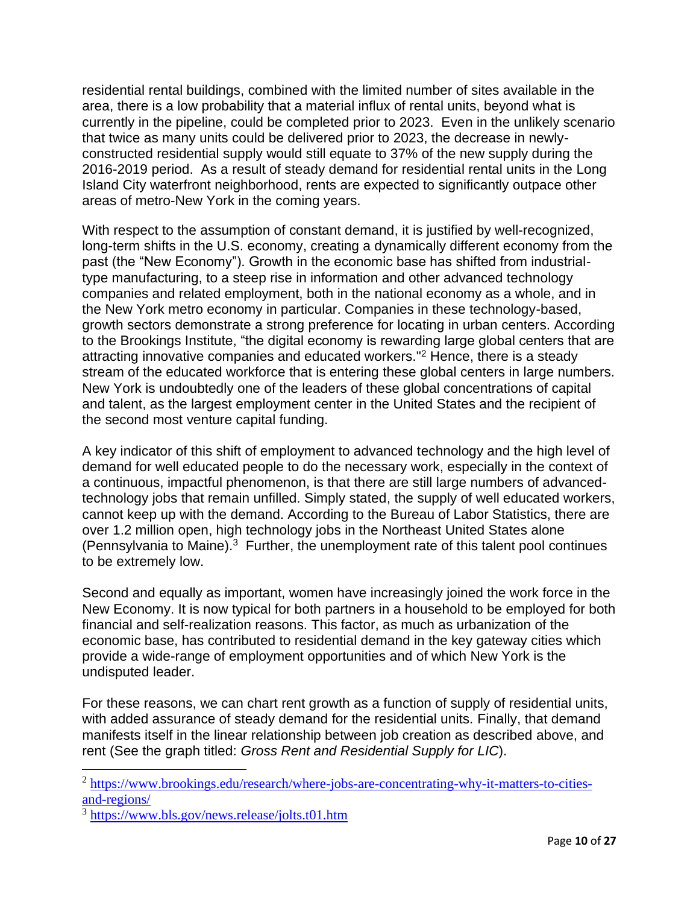residential rental buildings, combined with the limited number of sites available in the area, there is a low probability that a material influx of rental units, beyond what is currently in the pipeline, could be completed prior to 2023. Even in the unlikely scenario that twice as many units could be delivered prior to 2023, the decrease in newly-constructed residential supply would still equate to 37% of the new supply during the 2016-2019 period. As a result of steady demand for residential rental units in the Long Island City waterfront neighborhood, rents are expected to significantly outpace other areas of metro-New York in the coming years.

With respect to the assumption of constant demand, it is justified by well-recognized, long-term shifts in the U.S. economy, creating a dynamically different economy from the past (the "New Economy"). Growth in the economic base has shifted from industrial-type manufacturing, to a steep rise in information and other advanced technology companies and related employment, both in the national economy as a whole, and in the New York metro economy in particular. Companies in these technology-based, growth sectors demonstrate a strong preference for locating in urban centers. According to the Brookings Institute, "the digital economy is rewarding large global centers that are attracting innovative companies and educated workers."[2] Hence, there is a steady stream of the educated workforce that is entering these global centers in large numbers. New York is undoubtedly one of the leaders of these global concentrations of capital and talent, as the largest employment center in the United States and the recipient of the second most venture capital funding.

A key indicator of this shift of employment to advanced technology and the high level of demand for well educated people to do the necessary work, especially in the context of a continuous, impactful phenomenon, is that there are still large numbers of advanced-technology jobs that remain unfilled. Simply stated, the supply of well educated workers, cannot keep up with the demand. According to the Bureau of Labor Statistics, there are over 1.2 million open, high technology jobs in the Northeast United States alone (Pennsylvania to Maine).[3] Further, the unemployment rate of this talent pool continues to be extremely low.

Second and equally as important, women have increasingly joined the work force in the New Economy. It is now typical for both partners in a household to be employed for both financial and self-realization reasons. This factor, as much as urbanization of the economic base, has contributed to residential demand in the key gateway cities which provide a wide-range of employment opportunities and of which New York is the undisputed leader.

For these reasons, we can chart rent growth as a function of supply of residential units, with added assurance of steady demand for the residential units. Finally, that demand manifests itself in the linear relationship between job creation as described above, and rent (See the graph titled: *Gross Rent and Residential Supply for LIC*).

---

[2] https://www.brookings.edu/research/where-jobs-are-concentrating-why-it-matters-to-cities-and-regions/

[3] https://www.bls.gov/news.release/jolts.t01.htm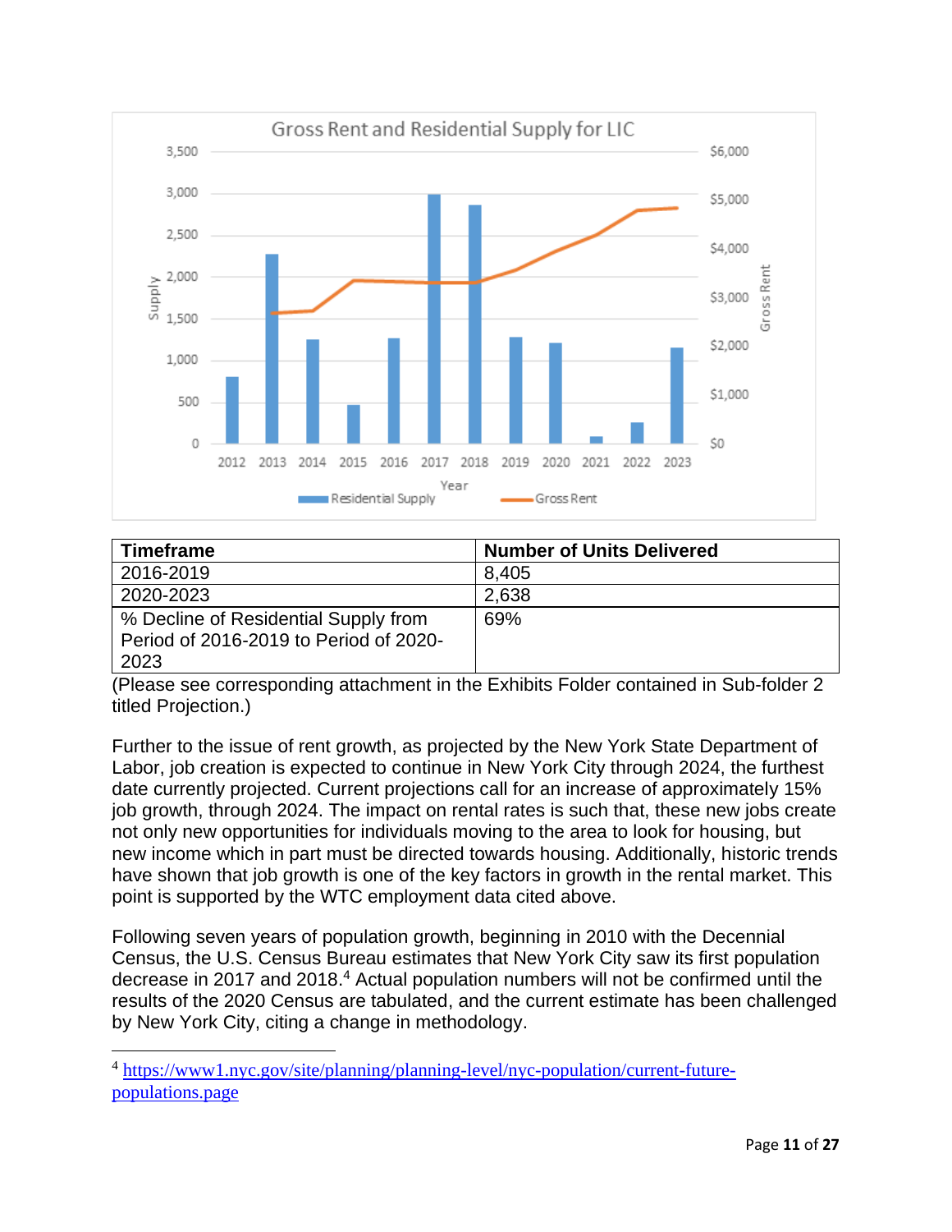| Timeframe | Number of Units Delivered |
| --- | --- |
| 2016-2019 | 8,405 |
| 2020-2023 | 2,638 |
| % Decline of Residential Supply from Period of 2016-2019 to Period of 2020-2023 | 69% |

(Please see corresponding attachment in the Exhibits Folder contained in Sub-folder 2 titled Projection.)

Further to the issue of rent growth, as projected by the New York State Department of Labor, job creation is expected to continue in New York City through 2024, the furthest date currently projected. Current projections call for an increase of approximately 15% job growth, through 2024. The impact on rental rates is such that, these new jobs create not only new opportunities for individuals moving to the area to look for housing, but new income which in part must be directed towards housing. Additionally, historic trends have shown that job growth is one of the key factors in growth in the rental market. This point is supported by the WTC employment data cited above.

Following seven years of population growth, beginning in 2010 with the Decennial Census, the U.S. Census Bureau estimates that New York City saw its first population decrease in 2017 and 2018.[4] Actual population numbers will not be confirmed until the results of the 2020 Census are tabulated, and the current estimate has been challenged by New York City, citing a change in methodology.

[4] https://www1.nyc.gov/site/planning/planning-level/nyc-population/current-future-populations.page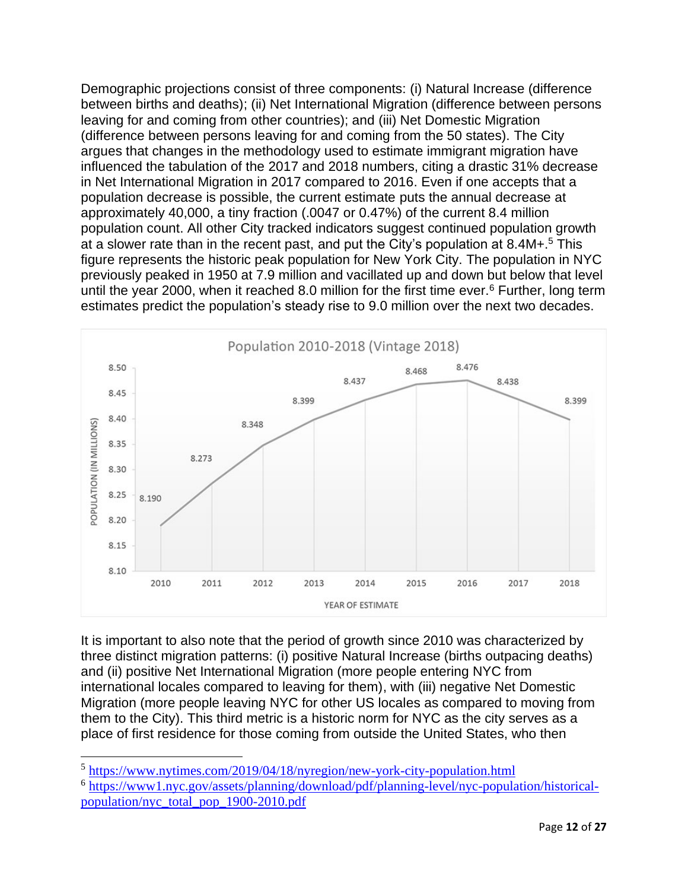Demographic projections consist of three components: (i) Natural Increase (difference between births and deaths); (ii) Net International Migration (difference between persons leaving for and coming from other countries); and (iii) Net Domestic Migration (difference between persons leaving for and coming from the 50 states). The City argues that changes in the methodology used to estimate immigrant migration have influenced the tabulation of the 2017 and 2018 numbers, citing a drastic 31% decrease in Net International Migration in 2017 compared to 2016. Even if one accepts that a population decrease is possible, the current estimate puts the annual decrease at approximately 40,000, a tiny fraction (.0047 or 0.47%) of the current 8.4 million population count. All other City tracked indicators suggest continued population growth at a slower rate than in the recent past, and put the City's population at 8.4M+.[5] This figure represents the historic peak population for New York City. The population in NYC previously peaked in 1950 at 7.9 million and vacillated up and down but below that level until the year 2000, when it reached 8.0 million for the first time ever.[6] Further, long term estimates predict the population's steady rise to 9.0 million over the next two decades.

**Population 2010-2018 (Vintage 2018)**

| YEAR OF ESTIMATE | POPULATION (IN MILLIONS) |
|---|---|
| 2010 | 8.190 |
| 2011 | 8.273 |
| 2012 | 8.348 |
| 2013 | 8.399 |
| 2014 | 8.437 |
| 2015 | 8.468 |
| 2016 | 8.476 |
| 2017 | 8.438 |
| 2018 | 8.399 |

It is important to also note that the period of growth since 2010 was characterized by three distinct migration patterns: (i) positive Natural Increase (births outpacing deaths) and (ii) positive Net International Migration (more people entering NYC from international locales compared to leaving for them), with (iii) negative Net Domestic Migration (more people leaving NYC for other US locales as compared to moving from them to the City). This third metric is a historic norm for NYC as the city serves as a place of first residence for those coming from outside the United States, who then

---

[5] https://www.nytimes.com/2019/04/18/nyregion/new-york-city-population.html

[6] https://www1.nyc.gov/assets/planning/download/pdf/planning-level/nyc-population/historical-population/nyc_total_pop_1900-2010.pdf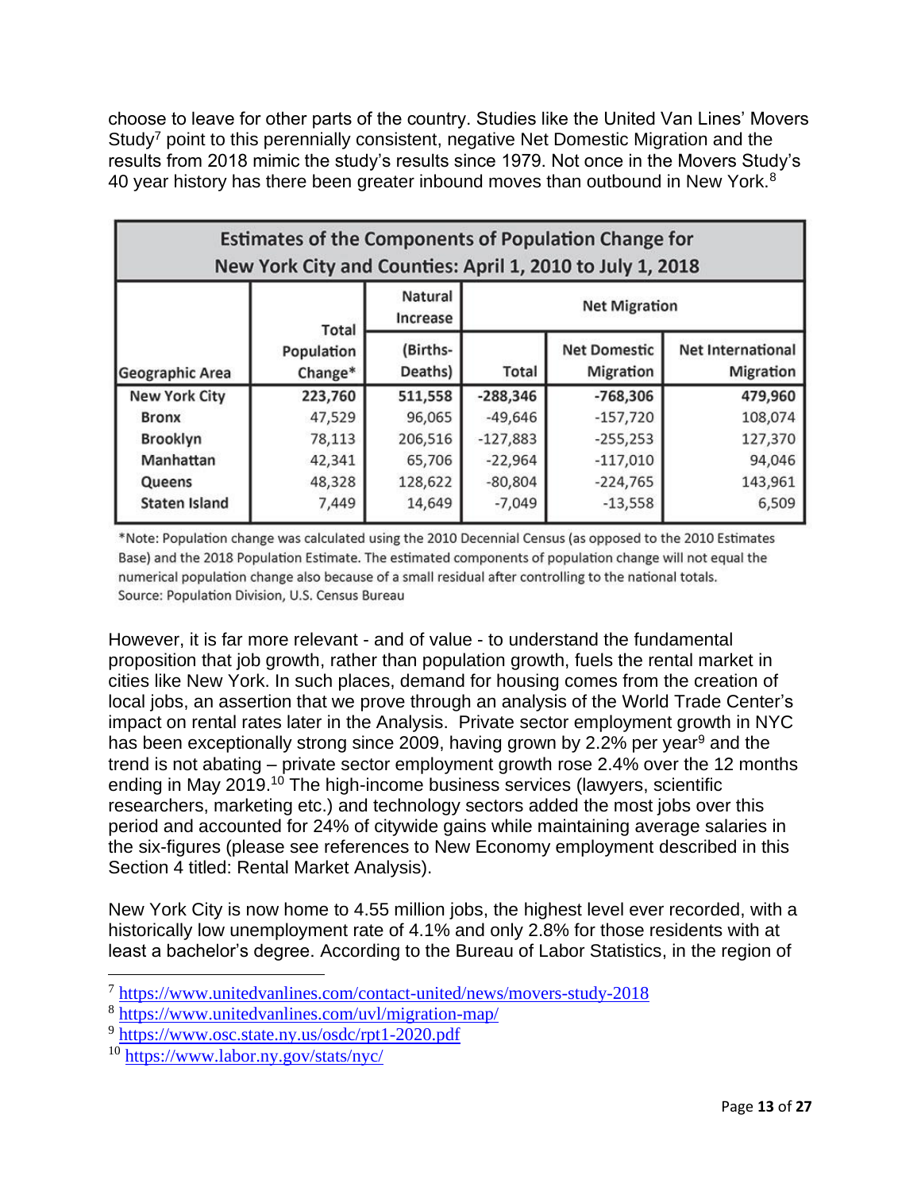choose to leave for other parts of the country. Studies like the United Van Lines' Movers Study[7] point to this perennially consistent, negative Net Domestic Migration and the results from 2018 mimic the study's results since 1979. Not once in the Movers Study's 40 year history has there been greater inbound moves than outbound in New York.[8]

| Estimates of the Components of Population Change for New York City and Counties: April 1, 2010 to July 1, 2018 | | | | | |
|---|---|---|---|---|---|
| Geographic Area | Total Population Change* | Natural Increase (Births-Deaths) | Net Migration | | |
| | | | Total | Net Domestic Migration | Net International Migration |
| **New York City** | **223,760** | **511,558** | **-288,346** | **-768,306** | **479,960** |
| Bronx | 47,529 | 96,065 | -49,646 | -157,720 | 108,074 |
| Brooklyn | 78,113 | 206,516 | -127,883 | -255,253 | 127,370 |
| Manhattan | 42,341 | 65,706 | -22,964 | -117,010 | 94,046 |
| Queens | 48,328 | 128,622 | -80,804 | -224,765 | 143,961 |
| Staten Island | 7,449 | 14,649 | -7,049 | -13,558 | 6,509 |

*Note: Population change was calculated using the 2010 Decennial Census (as opposed to the 2010 Estimates Base) and the 2018 Population Estimate. The estimated components of population change will not equal the numerical population change also because of a small residual after controlling to the national totals.
Source: Population Division, U.S. Census Bureau

However, it is far more relevant - and of value - to understand the fundamental proposition that job growth, rather than population growth, fuels the rental market in cities like New York. In such places, demand for housing comes from the creation of local jobs, an assertion that we prove through an analysis of the World Trade Center's impact on rental rates later in the Analysis. Private sector employment growth in NYC has been exceptionally strong since 2009, having grown by 2.2% per year[9] and the trend is not abating – private sector employment growth rose 2.4% over the 12 months ending in May 2019.[10] The high-income business services (lawyers, scientific researchers, marketing etc.) and technology sectors added the most jobs over this period and accounted for 24% of citywide gains while maintaining average salaries in the six-figures (please see references to New Economy employment described in this Section 4 titled: Rental Market Analysis).

New York City is now home to 4.55 million jobs, the highest level ever recorded, with a historically low unemployment rate of 4.1% and only 2.8% for those residents with at least a bachelor's degree. According to the Bureau of Labor Statistics, in the region of

[7] https://www.unitedvanlines.com/contact-united/news/movers-study-2018

[8] https://www.unitedvanlines.com/uvl/migration-map/

[9] https://www.osc.state.ny.us/osdc/rpt1-2020.pdf

[10] https://www.labor.ny.gov/stats/nyc/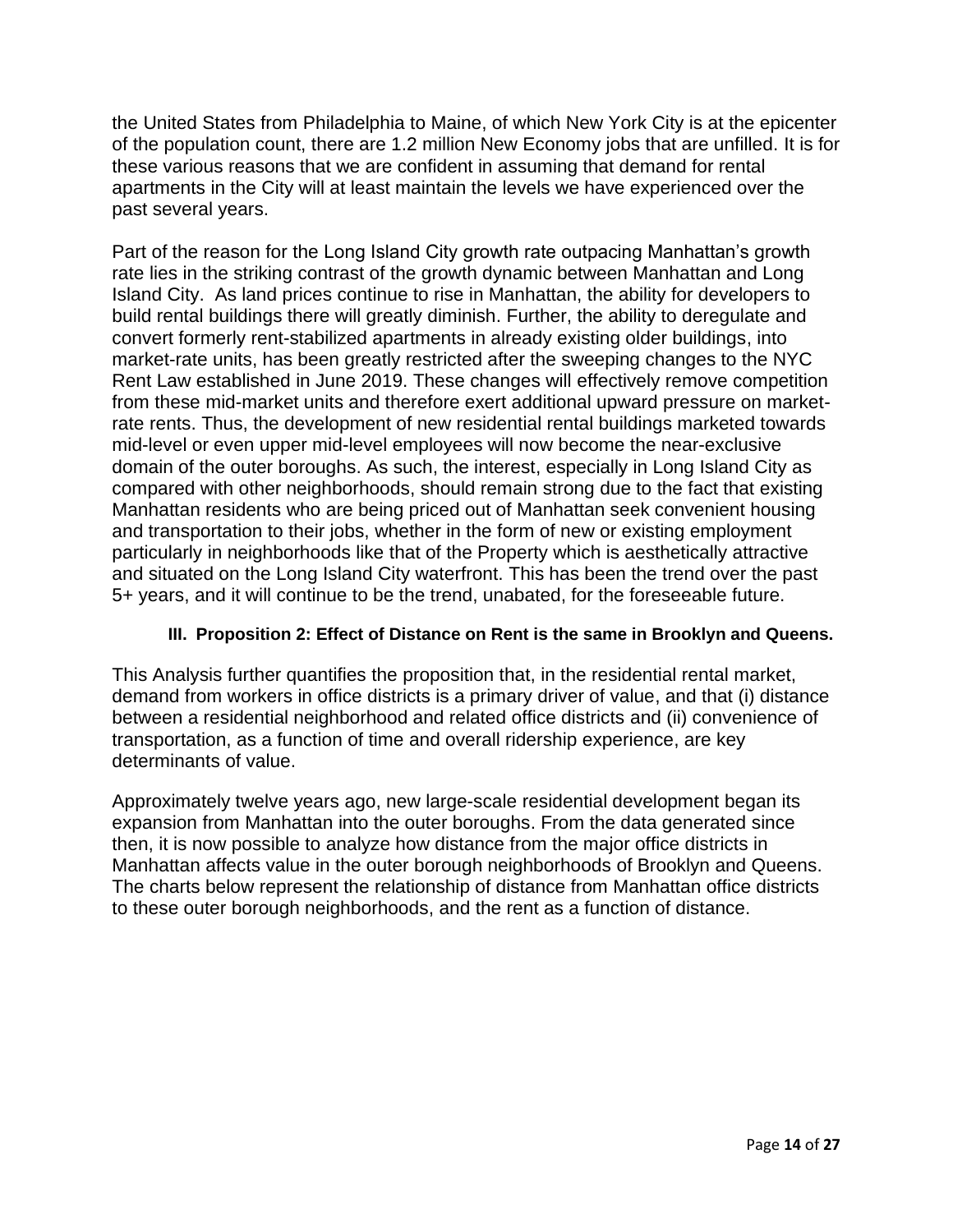the United States from Philadelphia to Maine, of which New York City is at the epicenter of the population count, there are 1.2 million New Economy jobs that are unfilled. It is for these various reasons that we are confident in assuming that demand for rental apartments in the City will at least maintain the levels we have experienced over the past several years.

Part of the reason for the Long Island City growth rate outpacing Manhattan's growth rate lies in the striking contrast of the growth dynamic between Manhattan and Long Island City. As land prices continue to rise in Manhattan, the ability for developers to build rental buildings there will greatly diminish. Further, the ability to deregulate and convert formerly rent-stabilized apartments in already existing older buildings, into market-rate units, has been greatly restricted after the sweeping changes to the NYC Rent Law established in June 2019. These changes will effectively remove competition from these mid-market units and therefore exert additional upward pressure on market-rate rents. Thus, the development of new residential rental buildings marketed towards mid-level or even upper mid-level employees will now become the near-exclusive domain of the outer boroughs. As such, the interest, especially in Long Island City as compared with other neighborhoods, should remain strong due to the fact that existing Manhattan residents who are being priced out of Manhattan seek convenient housing and transportation to their jobs, whether in the form of new or existing employment particularly in neighborhoods like that of the Property which is aesthetically attractive and situated on the Long Island City waterfront. This has been the trend over the past 5+ years, and it will continue to be the trend, unabated, for the foreseeable future.

### III. Proposition 2: Effect of Distance on Rent is the same in Brooklyn and Queens.

This Analysis further quantifies the proposition that, in the residential rental market, demand from workers in office districts is a primary driver of value, and that (i) distance between a residential neighborhood and related office districts and (ii) convenience of transportation, as a function of time and overall ridership experience, are key determinants of value.

Approximately twelve years ago, new large-scale residential development began its expansion from Manhattan into the outer boroughs. From the data generated since then, it is now possible to analyze how distance from the major office districts in Manhattan affects value in the outer borough neighborhoods of Brooklyn and Queens. The charts below represent the relationship of distance from Manhattan office districts to these outer borough neighborhoods, and the rent as a function of distance.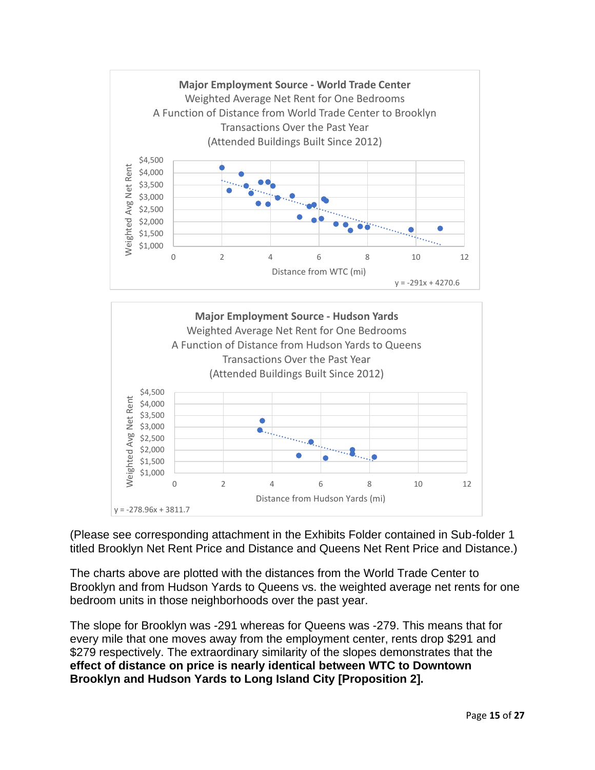**Major Employment Source - World Trade Center**
Weighted Average Net Rent for One Bedrooms
A Function of Distance from World Trade Center to Brooklyn
Transactions Over the Past Year
(Attended Buildings Built Since 2012)

y = -291x + 4270.6

**Major Employment Source - Hudson Yards**
Weighted Average Net Rent for One Bedrooms
A Function of Distance from Hudson Yards to Queens
Transactions Over the Past Year
(Attended Buildings Built Since 2012)

y = -278.96x + 3811.7

(Please see corresponding attachment in the Exhibits Folder contained in Sub-folder 1 titled Brooklyn Net Rent Price and Distance and Queens Net Rent Price and Distance.)

The charts above are plotted with the distances from the World Trade Center to Brooklyn and from Hudson Yards to Queens vs. the weighted average net rents for one bedroom units in those neighborhoods over the past year.

The slope for Brooklyn was -291 whereas for Queens was -279. This means that for every mile that one moves away from the employment center, rents drop $291 and $279 respectively. The extraordinary similarity of the slopes demonstrates that the **effect of distance on price is nearly identical between WTC to Downtown Brooklyn and Hudson Yards to Long Island City [Proposition 2].**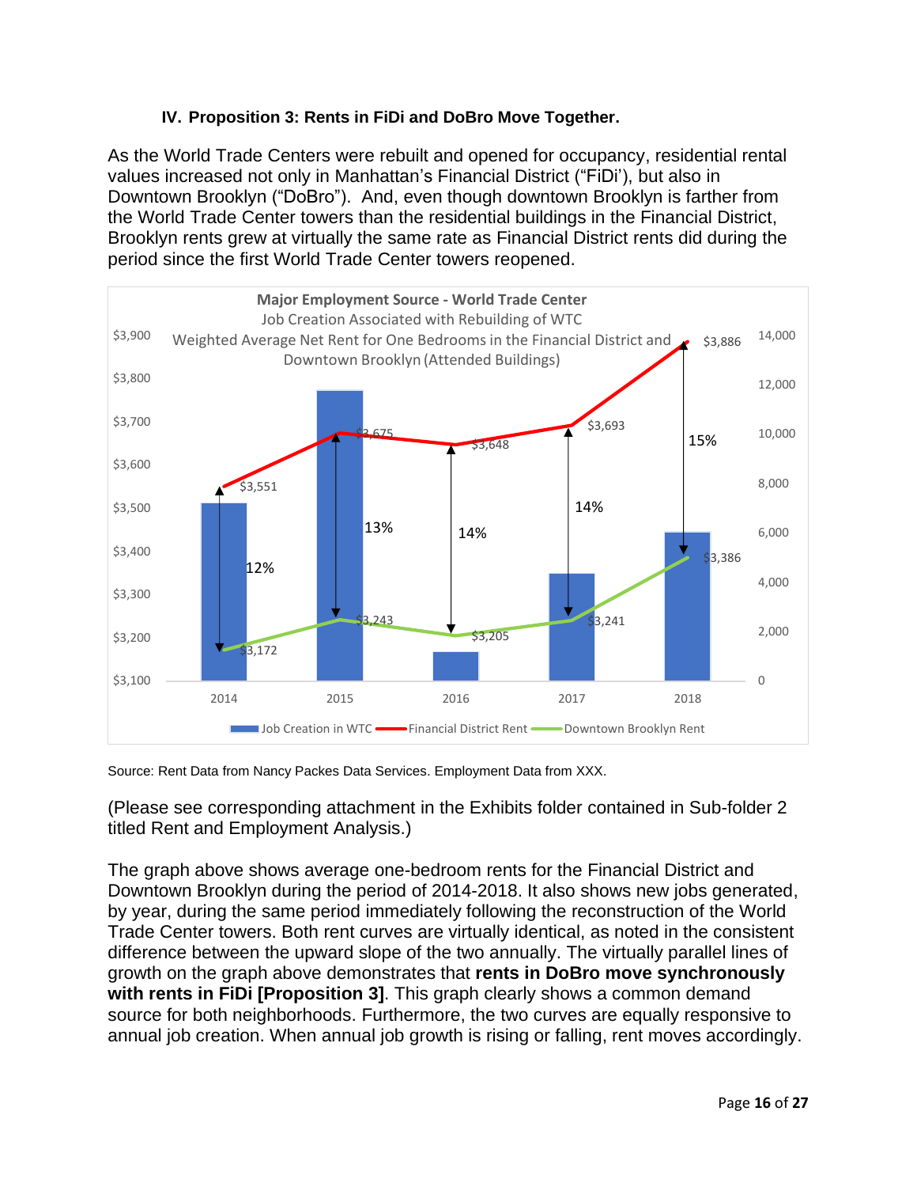### IV. Proposition 3: Rents in FiDi and DoBro Move Together.

As the World Trade Centers were rebuilt and opened for occupancy, residential rental values increased not only in Manhattan's Financial District ("FiDi'), but also in Downtown Brooklyn ("DoBro"). And, even though downtown Brooklyn is farther from the World Trade Center towers than the residential buildings in the Financial District, Brooklyn rents grew at virtually the same rate as Financial District rents did during the period since the first World Trade Center towers reopened.

**Major Employment Source - World Trade Center**
Job Creation Associated with Rebuilding of WTC
Weighted Average Net Rent for One Bedrooms in the Financial District and Downtown Brooklyn (Attended Buildings)

| Year | Financial District Rent | Downtown Brooklyn Rent | Difference |
|---|---|---|---|
| 2014 | $3,551 | $3,172 | 12% |
| 2015 | $3,675 | $3,243 | 13% |
| 2016 | $3,648 | $3,205 | 14% |
| 2017 | $3,693 | $3,241 | 14% |
| 2018 | $3,886 | $3,386 | 15% |

Legend: Job Creation in WTC; Financial District Rent; Downtown Brooklyn Rent

Source: Rent Data from Nancy Packes Data Services. Employment Data from XXX.

(Please see corresponding attachment in the Exhibits folder contained in Sub-folder 2 titled Rent and Employment Analysis.)

The graph above shows average one-bedroom rents for the Financial District and Downtown Brooklyn during the period of 2014-2018. It also shows new jobs generated, by year, during the same period immediately following the reconstruction of the World Trade Center towers. Both rent curves are virtually identical, as noted in the consistent difference between the upward slope of the two annually. The virtually parallel lines of growth on the graph above demonstrates that **rents in DoBro move synchronously with rents in FiDi [Proposition 3]**. This graph clearly shows a common demand source for both neighborhoods. Furthermore, the two curves are equally responsive to annual job creation. When annual job growth is rising or falling, rent moves accordingly.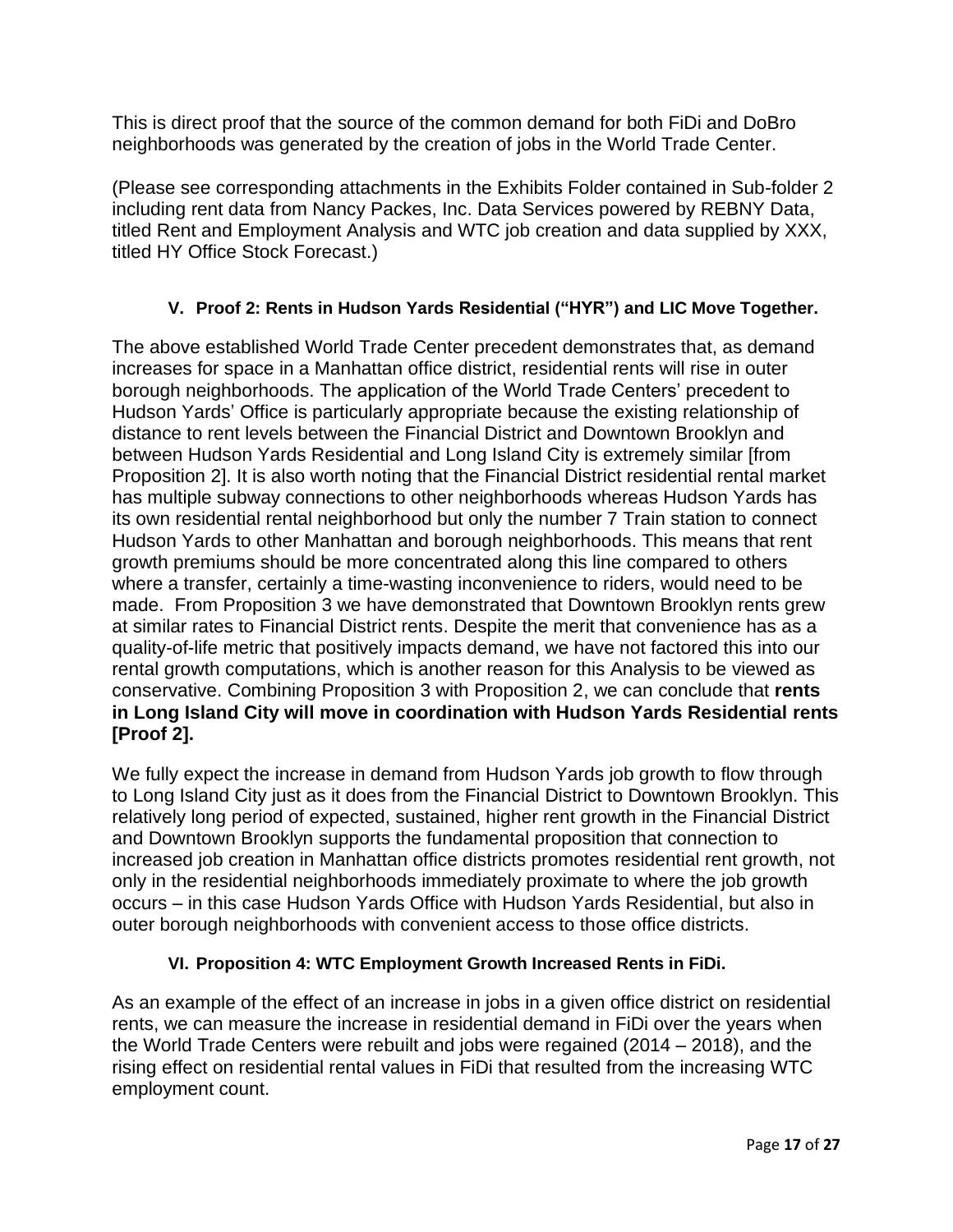This is direct proof that the source of the common demand for both FiDi and DoBro neighborhoods was generated by the creation of jobs in the World Trade Center.

(Please see corresponding attachments in the Exhibits Folder contained in Sub-folder 2 including rent data from Nancy Packes, Inc. Data Services powered by REBNY Data, titled Rent and Employment Analysis and WTC job creation and data supplied by XXX, titled HY Office Stock Forecast.)

## V. Proof 2: Rents in Hudson Yards Residential ("HYR") and LIC Move Together.

The above established World Trade Center precedent demonstrates that, as demand increases for space in a Manhattan office district, residential rents will rise in outer borough neighborhoods. The application of the World Trade Centers' precedent to Hudson Yards' Office is particularly appropriate because the existing relationship of distance to rent levels between the Financial District and Downtown Brooklyn and between Hudson Yards Residential and Long Island City is extremely similar [from Proposition 2]. It is also worth noting that the Financial District residential rental market has multiple subway connections to other neighborhoods whereas Hudson Yards has its own residential rental neighborhood but only the number 7 Train station to connect Hudson Yards to other Manhattan and borough neighborhoods. This means that rent growth premiums should be more concentrated along this line compared to others where a transfer, certainly a time-wasting inconvenience to riders, would need to be made. From Proposition 3 we have demonstrated that Downtown Brooklyn rents grew at similar rates to Financial District rents. Despite the merit that convenience has as a quality-of-life metric that positively impacts demand, we have not factored this into our rental growth computations, which is another reason for this Analysis to be viewed as conservative. Combining Proposition 3 with Proposition 2, we can conclude that **rents in Long Island City will move in coordination with Hudson Yards Residential rents [Proof 2].**

We fully expect the increase in demand from Hudson Yards job growth to flow through to Long Island City just as it does from the Financial District to Downtown Brooklyn. This relatively long period of expected, sustained, higher rent growth in the Financial District and Downtown Brooklyn supports the fundamental proposition that connection to increased job creation in Manhattan office districts promotes residential rent growth, not only in the residential neighborhoods immediately proximate to where the job growth occurs – in this case Hudson Yards Office with Hudson Yards Residential, but also in outer borough neighborhoods with convenient access to those office districts.

## VI. Proposition 4: WTC Employment Growth Increased Rents in FiDi.

As an example of the effect of an increase in jobs in a given office district on residential rents, we can measure the increase in residential demand in FiDi over the years when the World Trade Centers were rebuilt and jobs were regained (2014 – 2018), and the rising effect on residential rental values in FiDi that resulted from the increasing WTC employment count.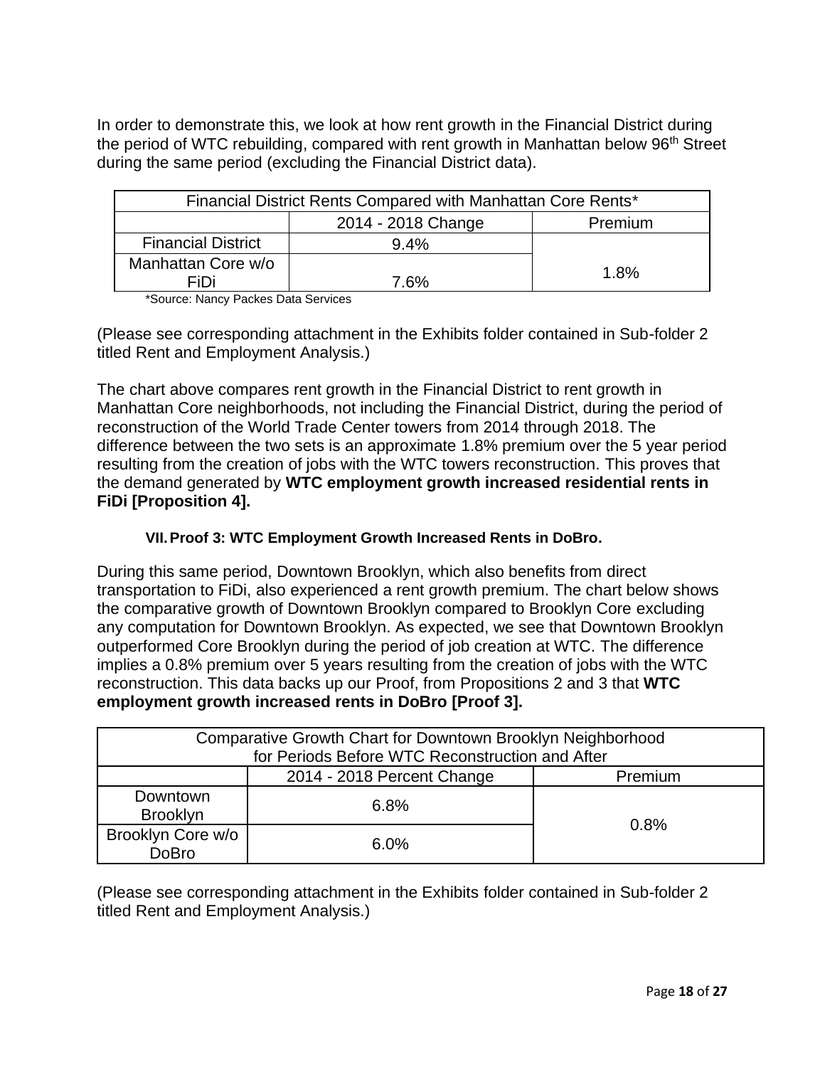In order to demonstrate this, we look at how rent growth in the Financial District during the period of WTC rebuilding, compared with rent growth in Manhattan below 96th Street during the same period (excluding the Financial District data).

| Financial District Rents Compared with Manhattan Core Rents* | | |
|---|---|---|
| | 2014 - 2018 Change | Premium |
| Financial District | 9.4% | 1.8% |
| Manhattan Core w/o FiDi | 7.6% | |

*Source: Nancy Packes Data Services

(Please see corresponding attachment in the Exhibits folder contained in Sub-folder 2 titled Rent and Employment Analysis.)

The chart above compares rent growth in the Financial District to rent growth in Manhattan Core neighborhoods, not including the Financial District, during the period of reconstruction of the World Trade Center towers from 2014 through 2018. The difference between the two sets is an approximate 1.8% premium over the 5 year period resulting from the creation of jobs with the WTC towers reconstruction. This proves that the demand generated by **WTC employment growth increased residential rents in FiDi [Proposition 4].**

### VII. Proof 3: WTC Employment Growth Increased Rents in DoBro.

During this same period, Downtown Brooklyn, which also benefits from direct transportation to FiDi, also experienced a rent growth premium. The chart below shows the comparative growth of Downtown Brooklyn compared to Brooklyn Core excluding any computation for Downtown Brooklyn. As expected, we see that Downtown Brooklyn outperformed Core Brooklyn during the period of job creation at WTC. The difference implies a 0.8% premium over 5 years resulting from the creation of jobs with the WTC reconstruction. This data backs up our Proof, from Propositions 2 and 3 that **WTC employment growth increased rents in DoBro [Proof 3].**

| Comparative Growth Chart for Downtown Brooklyn Neighborhood for Periods Before WTC Reconstruction and After | | |
|---|---|---|
| | 2014 - 2018 Percent Change | Premium |
| Downtown Brooklyn | 6.8% | 0.8% |
| Brooklyn Core w/o DoBro | 6.0% | |

(Please see corresponding attachment in the Exhibits folder contained in Sub-folder 2 titled Rent and Employment Analysis.)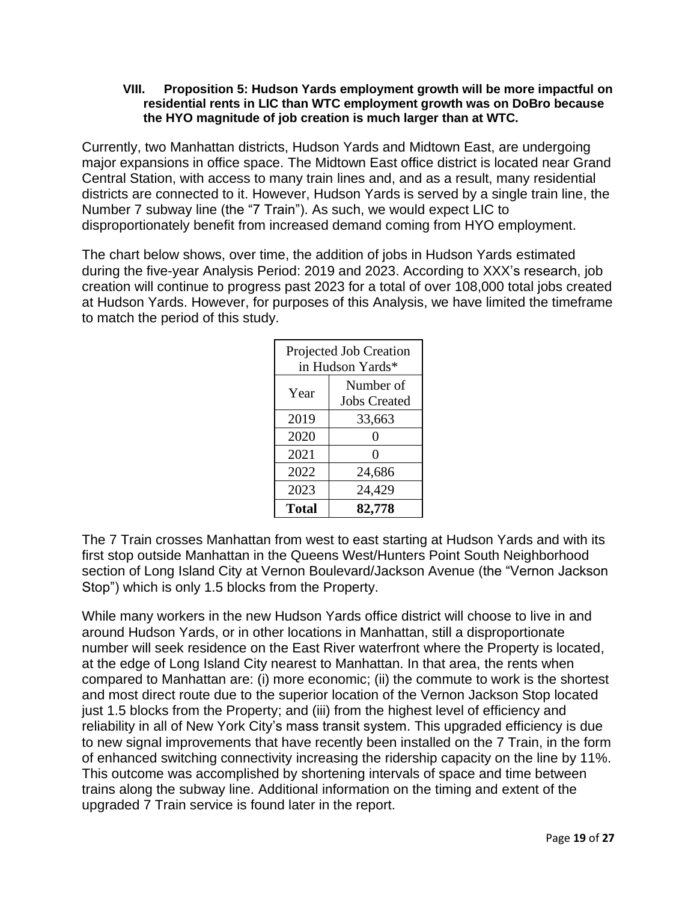### VIII. Proposition 5: Hudson Yards employment growth will be more impactful on residential rents in LIC than WTC employment growth was on DoBro because the HYO magnitude of job creation is much larger than at WTC.

Currently, two Manhattan districts, Hudson Yards and Midtown East, are undergoing major expansions in office space. The Midtown East office district is located near Grand Central Station, with access to many train lines and, and as a result, many residential districts are connected to it. However, Hudson Yards is served by a single train line, the Number 7 subway line (the "7 Train"). As such, we would expect LIC to disproportionately benefit from increased demand coming from HYO employment.

The chart below shows, over time, the addition of jobs in Hudson Yards estimated during the five-year Analysis Period: 2019 and 2023. According to XXX's research, job creation will continue to progress past 2023 for a total of over 108,000 total jobs created at Hudson Yards. However, for purposes of this Analysis, we have limited the timeframe to match the period of this study.

| Projected Job Creation in Hudson Yards* | |
|---|---|
| Year | Number of Jobs Created |
| 2019 | 33,663 |
| 2020 | 0 |
| 2021 | 0 |
| 2022 | 24,686 |
| 2023 | 24,429 |
| **Total** | **82,778** |

The 7 Train crosses Manhattan from west to east starting at Hudson Yards and with its first stop outside Manhattan in the Queens West/Hunters Point South Neighborhood section of Long Island City at Vernon Boulevard/Jackson Avenue (the "Vernon Jackson Stop") which is only 1.5 blocks from the Property.

While many workers in the new Hudson Yards office district will choose to live in and around Hudson Yards, or in other locations in Manhattan, still a disproportionate number will seek residence on the East River waterfront where the Property is located, at the edge of Long Island City nearest to Manhattan. In that area, the rents when compared to Manhattan are: (i) more economic; (ii) the commute to work is the shortest and most direct route due to the superior location of the Vernon Jackson Stop located just 1.5 blocks from the Property; and (iii) from the highest level of efficiency and reliability in all of New York City's mass transit system. This upgraded efficiency is due to new signal improvements that have recently been installed on the 7 Train, in the form of enhanced switching connectivity increasing the ridership capacity on the line by 11%. This outcome was accomplished by shortening intervals of space and time between trains along the subway line. Additional information on the timing and extent of the upgraded 7 Train service is found later in the report.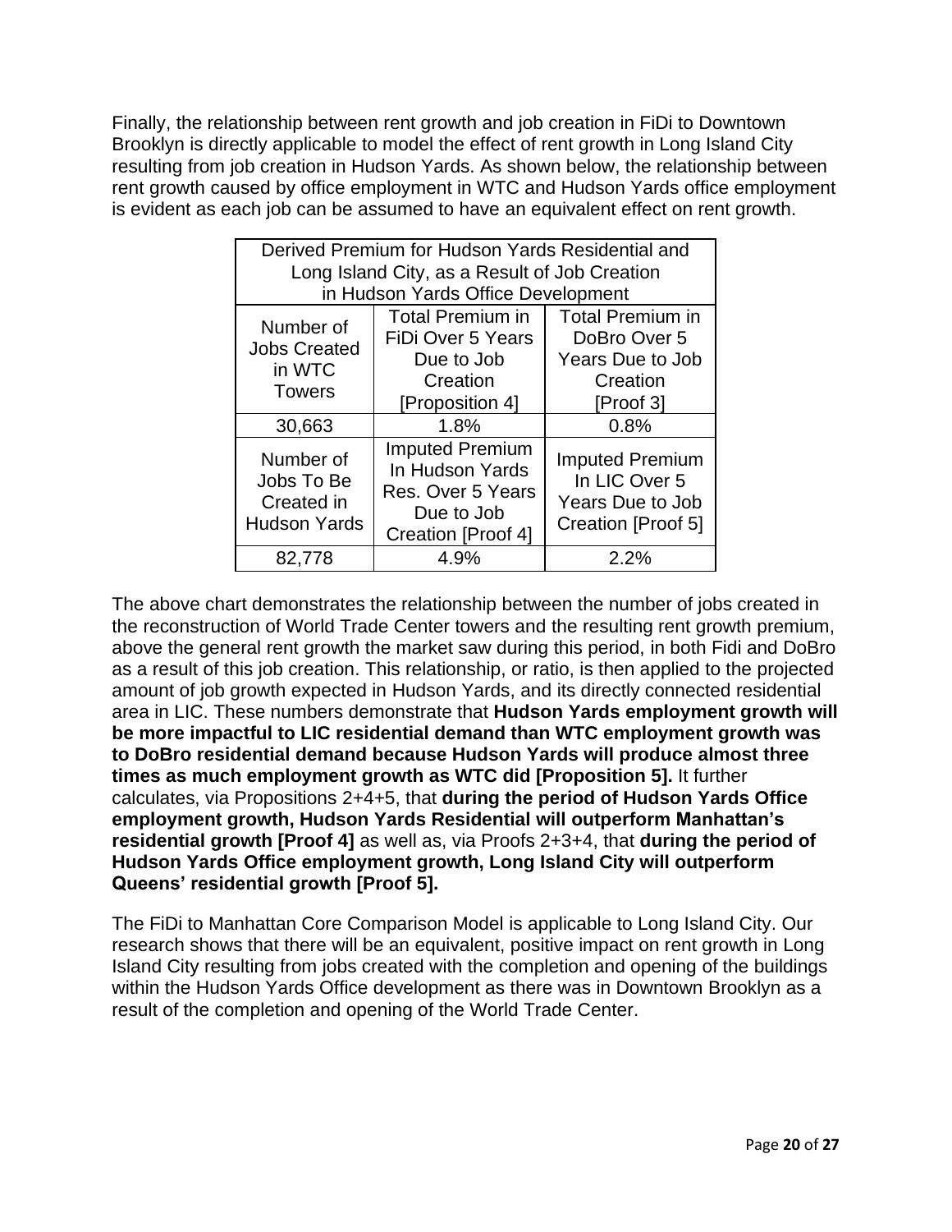Finally, the relationship between rent growth and job creation in FiDi to Downtown Brooklyn is directly applicable to model the effect of rent growth in Long Island City resulting from job creation in Hudson Yards. As shown below, the relationship between rent growth caused by office employment in WTC and Hudson Yards office employment is evident as each job can be assumed to have an equivalent effect on rent growth.

| Derived Premium for Hudson Yards Residential and Long Island City, as a Result of Job Creation in Hudson Yards Office Development | | |
|---|---|---|
| Number of Jobs Created in WTC Towers | Total Premium in FiDi Over 5 Years Due to Job Creation [Proposition 4] | Total Premium in DoBro Over 5 Years Due to Job Creation [Proof 3] |
| 30,663 | 1.8% | 0.8% |
| Number of Jobs To Be Created in Hudson Yards | Imputed Premium In Hudson Yards Res. Over 5 Years Due to Job Creation [Proof 4] | Imputed Premium In LIC Over 5 Years Due to Job Creation [Proof 5] |
| 82,778 | 4.9% | 2.2% |

The above chart demonstrates the relationship between the number of jobs created in the reconstruction of World Trade Center towers and the resulting rent growth premium, above the general rent growth the market saw during this period, in both Fidi and DoBro as a result of this job creation. This relationship, or ratio, is then applied to the projected amount of job growth expected in Hudson Yards, and its directly connected residential area in LIC. These numbers demonstrate that **Hudson Yards employment growth will be more impactful to LIC residential demand than WTC employment growth was to DoBro residential demand because Hudson Yards will produce almost three times as much employment growth as WTC did [Proposition 5].** It further calculates, via Propositions 2+4+5, that **during the period of Hudson Yards Office employment growth, Hudson Yards Residential will outperform Manhattan's residential growth [Proof 4]** as well as, via Proofs 2+3+4, that **during the period of Hudson Yards Office employment growth, Long Island City will outperform Queens' residential growth [Proof 5].**

The FiDi to Manhattan Core Comparison Model is applicable to Long Island City. Our research shows that there will be an equivalent, positive impact on rent growth in Long Island City resulting from jobs created with the completion and opening of the buildings within the Hudson Yards Office development as there was in Downtown Brooklyn as a result of the completion and opening of the World Trade Center.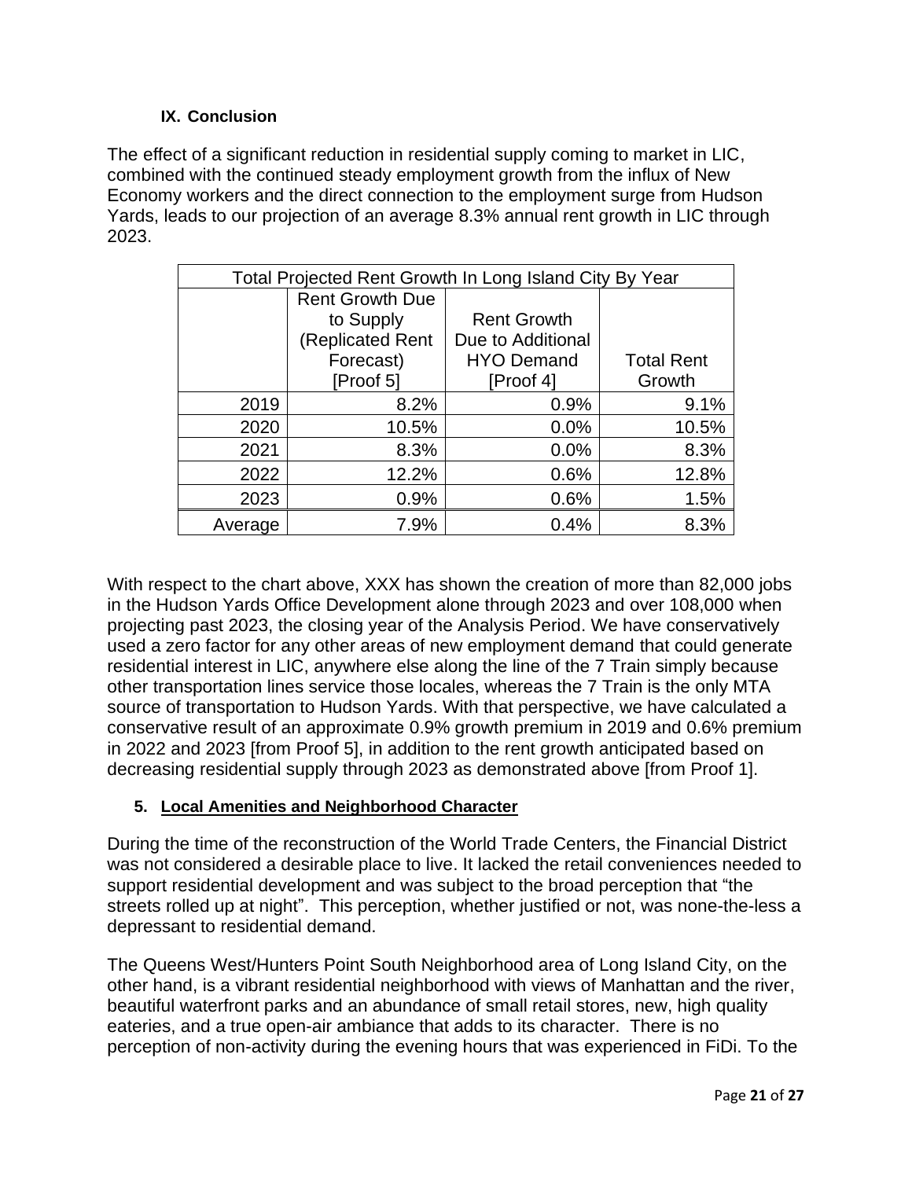### IX. Conclusion

The effect of a significant reduction in residential supply coming to market in LIC, combined with the continued steady employment growth from the influx of New Economy workers and the direct connection to the employment surge from Hudson Yards, leads to our projection of an average 8.3% annual rent growth in LIC through 2023.

| Total Projected Rent Growth In Long Island City By Year | | | |
|---|---|---|---|
| | Rent Growth Due to Supply (Replicated Rent Forecast) [Proof 5] | Rent Growth Due to Additional HYO Demand [Proof 4] | Total Rent Growth |
| 2019 | 8.2% | 0.9% | 9.1% |
| 2020 | 10.5% | 0.0% | 10.5% |
| 2021 | 8.3% | 0.0% | 8.3% |
| 2022 | 12.2% | 0.6% | 12.8% |
| 2023 | 0.9% | 0.6% | 1.5% |
| Average | 7.9% | 0.4% | 8.3% |

With respect to the chart above, XXX has shown the creation of more than 82,000 jobs in the Hudson Yards Office Development alone through 2023 and over 108,000 when projecting past 2023, the closing year of the Analysis Period. We have conservatively used a zero factor for any other areas of new employment demand that could generate residential interest in LIC, anywhere else along the line of the 7 Train simply because other transportation lines service those locales, whereas the 7 Train is the only MTA source of transportation to Hudson Yards. With that perspective, we have calculated a conservative result of an approximate 0.9% growth premium in 2019 and 0.6% premium in 2022 and 2023 [from Proof 5], in addition to the rent growth anticipated based on decreasing residential supply through 2023 as demonstrated above [from Proof 1].

#### 5. Local Amenities and Neighborhood Character

During the time of the reconstruction of the World Trade Centers, the Financial District was not considered a desirable place to live. It lacked the retail conveniences needed to support residential development and was subject to the broad perception that "the streets rolled up at night". This perception, whether justified or not, was none-the-less a depressant to residential demand.

The Queens West/Hunters Point South Neighborhood area of Long Island City, on the other hand, is a vibrant residential neighborhood with views of Manhattan and the river, beautiful waterfront parks and an abundance of small retail stores, new, high quality eateries, and a true open-air ambiance that adds to its character. There is no perception of non-activity during the evening hours that was experienced in FiDi. To the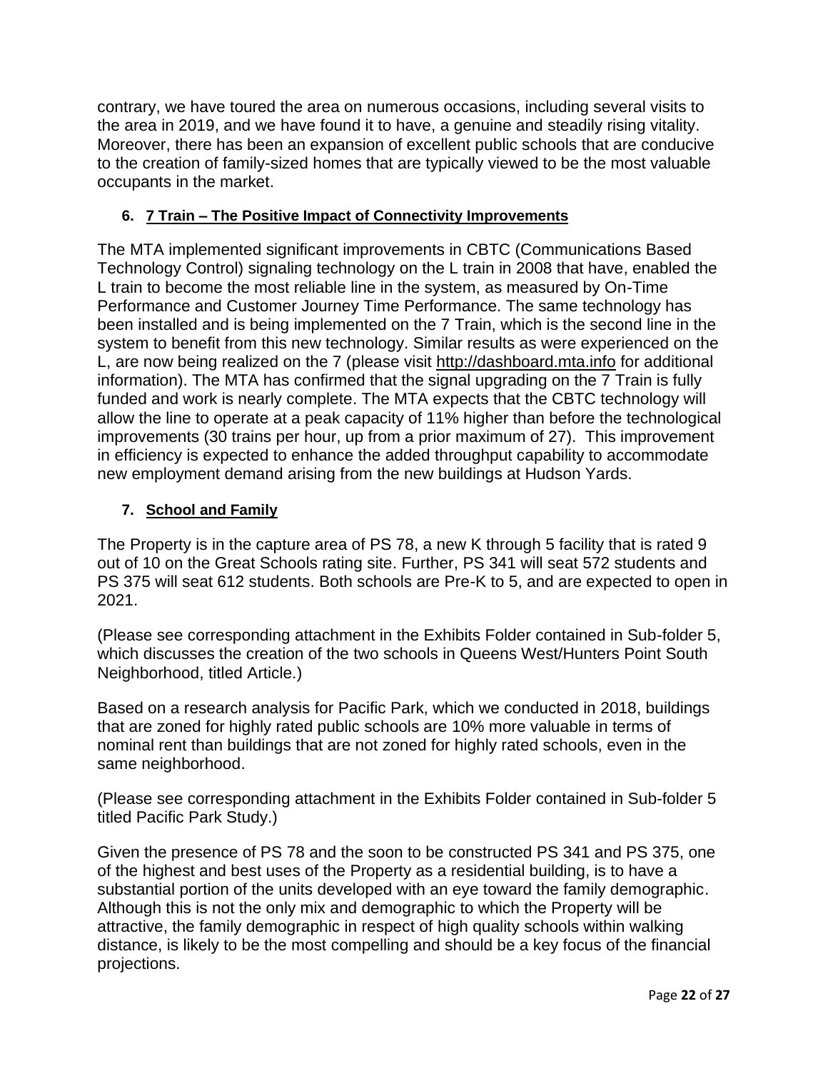contrary, we have toured the area on numerous occasions, including several visits to the area in 2019, and we have found it to have, a genuine and steadily rising vitality. Moreover, there has been an expansion of excellent public schools that are conducive to the creation of family-sized homes that are typically viewed to be the most valuable occupants in the market.

### 6. 7 Train – The Positive Impact of Connectivity Improvements

The MTA implemented significant improvements in CBTC (Communications Based Technology Control) signaling technology on the L train in 2008 that have, enabled the L train to become the most reliable line in the system, as measured by On-Time Performance and Customer Journey Time Performance. The same technology has been installed and is being implemented on the 7 Train, which is the second line in the system to benefit from this new technology. Similar results as were experienced on the L, are now being realized on the 7 (please visit http://dashboard.mta.info for additional information). The MTA has confirmed that the signal upgrading on the 7 Train is fully funded and work is nearly complete. The MTA expects that the CBTC technology will allow the line to operate at a peak capacity of 11% higher than before the technological improvements (30 trains per hour, up from a prior maximum of 27). This improvement in efficiency is expected to enhance the added throughput capability to accommodate new employment demand arising from the new buildings at Hudson Yards.

### 7. School and Family

The Property is in the capture area of PS 78, a new K through 5 facility that is rated 9 out of 10 on the Great Schools rating site. Further, PS 341 will seat 572 students and PS 375 will seat 612 students. Both schools are Pre-K to 5, and are expected to open in 2021.

(Please see corresponding attachment in the Exhibits Folder contained in Sub-folder 5, which discusses the creation of the two schools in Queens West/Hunters Point South Neighborhood, titled Article.)

Based on a research analysis for Pacific Park, which we conducted in 2018, buildings that are zoned for highly rated public schools are 10% more valuable in terms of nominal rent than buildings that are not zoned for highly rated schools, even in the same neighborhood.

(Please see corresponding attachment in the Exhibits Folder contained in Sub-folder 5 titled Pacific Park Study.)

Given the presence of PS 78 and the soon to be constructed PS 341 and PS 375, one of the highest and best uses of the Property as a residential building, is to have a substantial portion of the units developed with an eye toward the family demographic. Although this is not the only mix and demographic to which the Property will be attractive, the family demographic in respect of high quality schools within walking distance, is likely to be the most compelling and should be a key focus of the financial projections.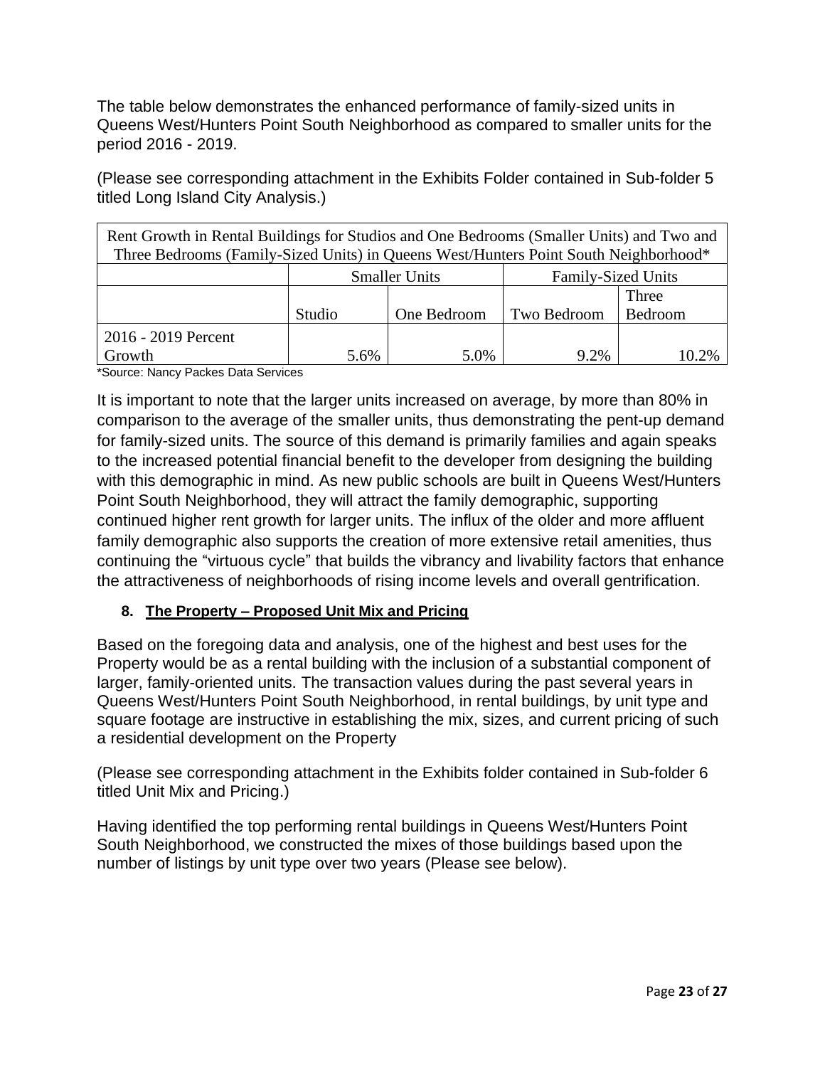The table below demonstrates the enhanced performance of family-sized units in Queens West/Hunters Point South Neighborhood as compared to smaller units for the period 2016 - 2019.

(Please see corresponding attachment in the Exhibits Folder contained in Sub-folder 5 titled Long Island City Analysis.)

| Rent Growth in Rental Buildings for Studios and One Bedrooms (Smaller Units) and Two and Three Bedrooms (Family-Sized Units) in Queens West/Hunters Point South Neighborhood* | | | | |
|---|---|---|---|---|
| | Smaller Units | | Family-Sized Units | |
| | Studio | One Bedroom | Two Bedroom | Three Bedroom |
| 2016 - 2019 Percent Growth | 5.6% | 5.0% | 9.2% | 10.2% |

*Source: Nancy Packes Data Services

It is important to note that the larger units increased on average, by more than 80% in comparison to the average of the smaller units, thus demonstrating the pent-up demand for family-sized units. The source of this demand is primarily families and again speaks to the increased potential financial benefit to the developer from designing the building with this demographic in mind. As new public schools are built in Queens West/Hunters Point South Neighborhood, they will attract the family demographic, supporting continued higher rent growth for larger units. The influx of the older and more affluent family demographic also supports the creation of more extensive retail amenities, thus continuing the "virtuous cycle" that builds the vibrancy and livability factors that enhance the attractiveness of neighborhoods of rising income levels and overall gentrification.

## 8. The Property – Proposed Unit Mix and Pricing

Based on the foregoing data and analysis, one of the highest and best uses for the Property would be as a rental building with the inclusion of a substantial component of larger, family-oriented units. The transaction values during the past several years in Queens West/Hunters Point South Neighborhood, in rental buildings, by unit type and square footage are instructive in establishing the mix, sizes, and current pricing of such a residential development on the Property

(Please see corresponding attachment in the Exhibits folder contained in Sub-folder 6 titled Unit Mix and Pricing.)

Having identified the top performing rental buildings in Queens West/Hunters Point South Neighborhood, we constructed the mixes of those buildings based upon the number of listings by unit type over two years (Please see below).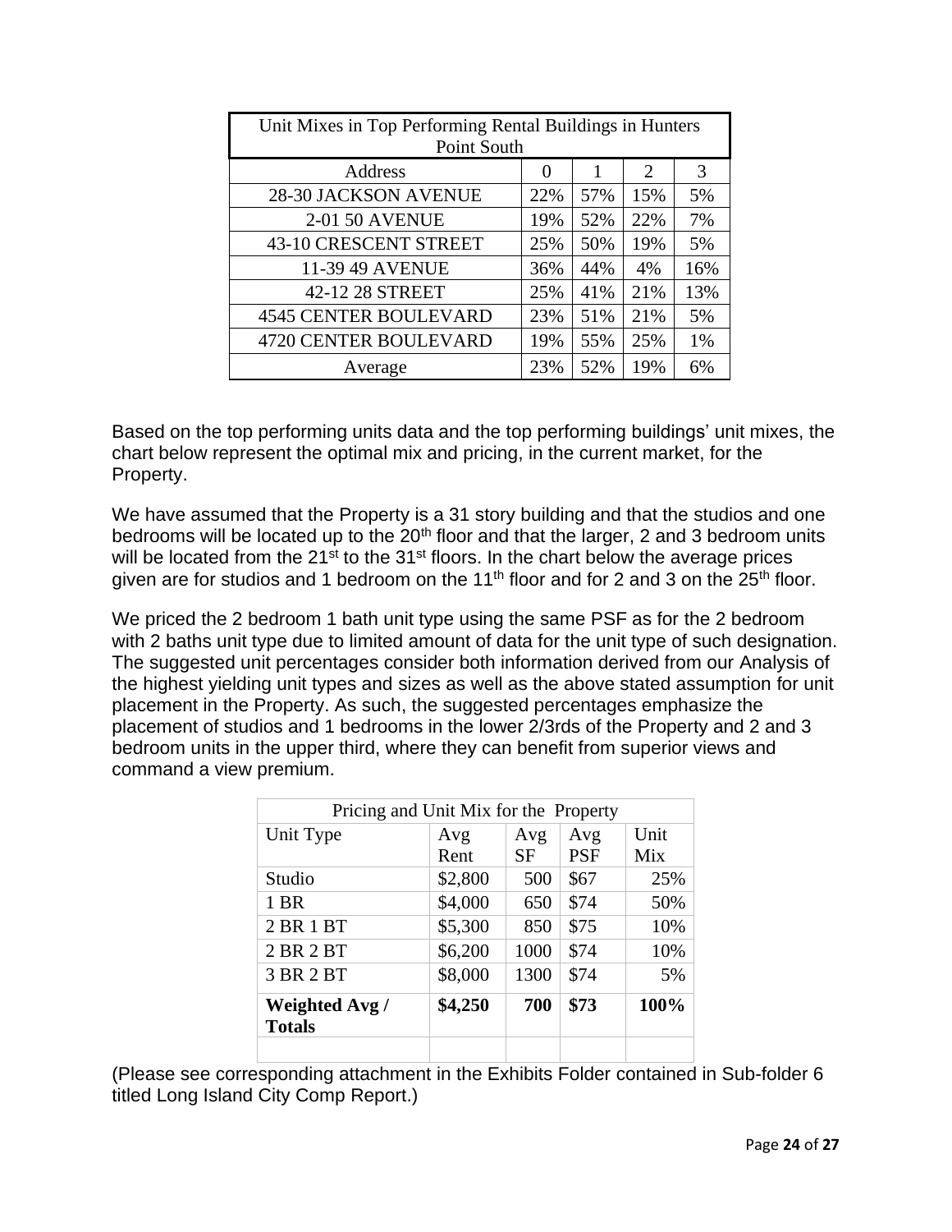| Unit Mixes in Top Performing Rental Buildings in Hunters Point South | | | | |
|---|---|---|---|---|
| Address | 0 | 1 | 2 | 3 |
| 28-30 JACKSON AVENUE | 22% | 57% | 15% | 5% |
| 2-01 50 AVENUE | 19% | 52% | 22% | 7% |
| 43-10 CRESCENT STREET | 25% | 50% | 19% | 5% |
| 11-39 49 AVENUE | 36% | 44% | 4% | 16% |
| 42-12 28 STREET | 25% | 41% | 21% | 13% |
| 4545 CENTER BOULEVARD | 23% | 51% | 21% | 5% |
| 4720 CENTER BOULEVARD | 19% | 55% | 25% | 1% |
| Average | 23% | 52% | 19% | 6% |

Based on the top performing units data and the top performing buildings' unit mixes, the chart below represent the optimal mix and pricing, in the current market, for the Property.

We have assumed that the Property is a 31 story building and that the studios and one bedrooms will be located up to the 20th floor and that the larger, 2 and 3 bedroom units will be located from the 21st to the 31st floors. In the chart below the average prices given are for studios and 1 bedroom on the 11th floor and for 2 and 3 on the 25th floor.

We priced the 2 bedroom 1 bath unit type using the same PSF as for the 2 bedroom with 2 baths unit type due to limited amount of data for the unit type of such designation. The suggested unit percentages consider both information derived from our Analysis of the highest yielding unit types and sizes as well as the above stated assumption for unit placement in the Property. As such, the suggested percentages emphasize the placement of studios and 1 bedrooms in the lower 2/3rds of the Property and 2 and 3 bedroom units in the upper third, where they can benefit from superior views and command a view premium.

| Pricing and Unit Mix for the Property | | | | |
|---|---|---|---|---|
| Unit Type | Avg Rent | Avg SF | Avg PSF | Unit Mix |
| Studio | $2,800 | 500 | $67 | 25% |
| 1 BR | $4,000 | 650 | $74 | 50% |
| 2 BR 1 BT | $5,300 | 850 | $75 | 10% |
| 2 BR 2 BT | $6,200 | 1000 | $74 | 10% |
| 3 BR 2 BT | $8,000 | 1300 | $74 | 5% |
| **Weighted Avg / Totals** | **$4,250** | **700** | **$73** | **100%** |
| | | | | |

(Please see corresponding attachment in the Exhibits Folder contained in Sub-folder 6 titled Long Island City Comp Report.)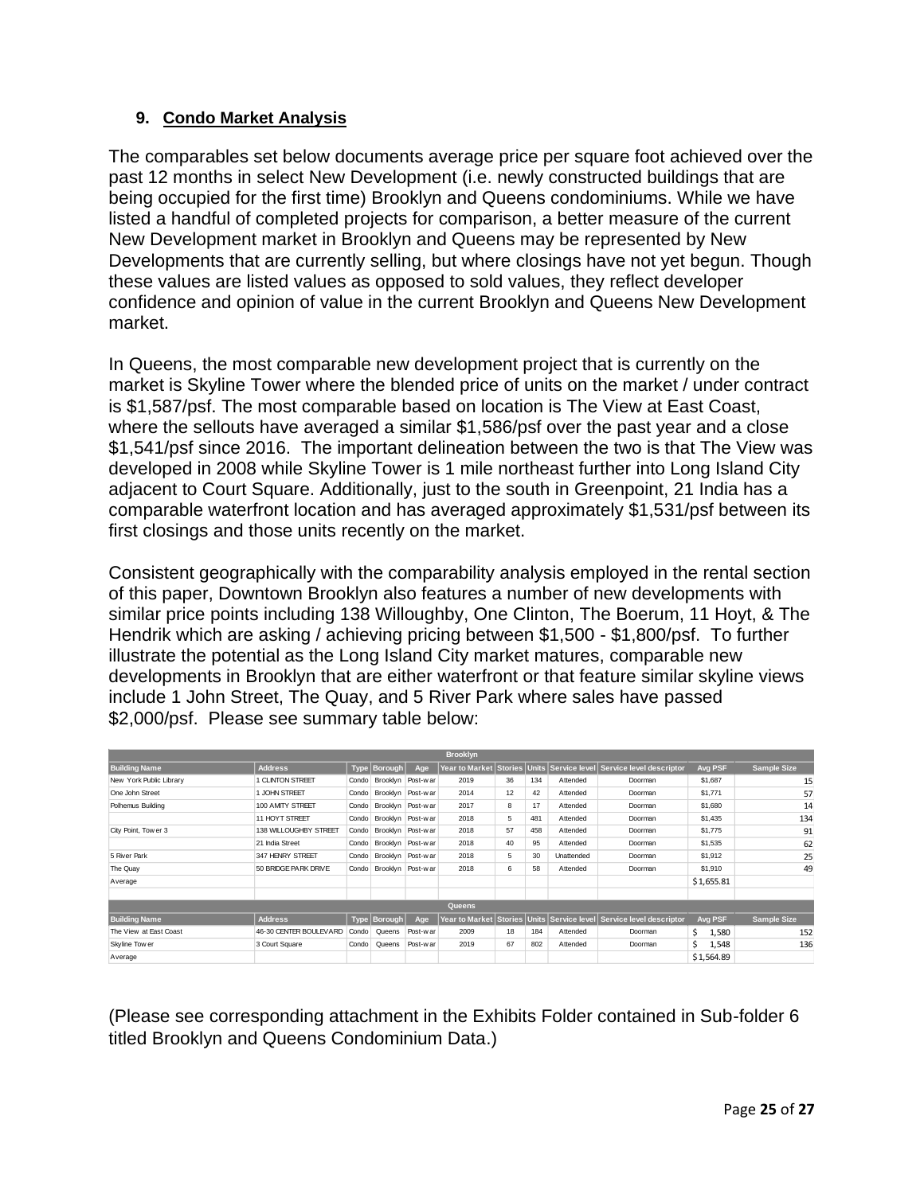## 9. Condo Market Analysis

The comparables set below documents average price per square foot achieved over the past 12 months in select New Development (i.e. newly constructed buildings that are being occupied for the first time) Brooklyn and Queens condominiums. While we have listed a handful of completed projects for comparison, a better measure of the current New Development market in Brooklyn and Queens may be represented by New Developments that are currently selling, but where closings have not yet begun. Though these values are listed values as opposed to sold values, they reflect developer confidence and opinion of value in the current Brooklyn and Queens New Development market.

In Queens, the most comparable new development project that is currently on the market is Skyline Tower where the blended price of units on the market / under contract is $1,587/psf. The most comparable based on location is The View at East Coast, where the sellouts have averaged a similar $1,586/psf over the past year and a close $1,541/psf since 2016. The important delineation between the two is that The View was developed in 2008 while Skyline Tower is 1 mile northeast further into Long Island City adjacent to Court Square. Additionally, just to the south in Greenpoint, 21 India has a comparable waterfront location and has averaged approximately $1,531/psf between its first closings and those units recently on the market.

Consistent geographically with the comparability analysis employed in the rental section of this paper, Downtown Brooklyn also features a number of new developments with similar price points including 138 Willoughby, One Clinton, The Boerum, 11 Hoyt, & The Hendrik which are asking / achieving pricing between $1,500 - $1,800/psf. To further illustrate the potential as the Long Island City market matures, comparable new developments in Brooklyn that are either waterfront or that feature similar skyline views include 1 John Street, The Quay, and 5 River Park where sales have passed $2,000/psf. Please see summary table below:

| Brooklyn | | | | | | | | | | | |
|---|---|---|---|---|---|---|---|---|---|---|---|
| **Building Name** | **Address** | **Type** | **Borough** | **Age** | **Year to Market** | **Stories** | **Units** | **Service level** | **Service level descriptor** | **Avg PSF** | **Sample Size** |
| New York Public Library | 1 CLINTON STREET | Condo | Brooklyn | Post-war | 2019 | 36 | 134 | Attended | Doorman | $1,687 | 15 |
| One John Street | 1 JOHN STREET | Condo | Brooklyn | Post-war | 2014 | 12 | 42 | Attended | Doorman | $1,771 | 57 |
| Polhemus Building | 100 AMITY STREET | Condo | Brooklyn | Post-war | 2017 | 8 | 17 | Attended | Doorman | $1,680 | 14 |
| | 11 HOYT STREET | Condo | Brooklyn | Post-war | 2018 | 5 | 481 | Attended | Doorman | $1,435 | 134 |
| City Point, Tower 3 | 138 WILLOUGHBY STREET | Condo | Brooklyn | Post-war | 2018 | 57 | 458 | Attended | Doorman | $1,775 | 91 |
| | 21 India Street | Condo | Brooklyn | Post-war | 2018 | 40 | 95 | Attended | Doorman | $1,535 | 62 |
| 5 River Park | 347 HENRY STREET | Condo | Brooklyn | Post-war | 2018 | 5 | 30 | Unattended | Doorman | $1,912 | 25 |
| The Quay | 50 BRIDGE PARK DRIVE | Condo | Brooklyn | Post-war | 2018 | 6 | 58 | Attended | Doorman | $1,910 | 49 |
| Average | | | | | | | | | | $1,655.81 | |
| | | | | | | | | | | | |
| Queens | | | | | | | | | | | |
| **Building Name** | **Address** | **Type** | **Borough** | **Age** | **Year to Market** | **Stories** | **Units** | **Service level** | **Service level descriptor** | **Avg PSF** | **Sample Size** |
| The View at East Coast | 46-30 CENTER BOULEVARD | Condo | Queens | Post-war | 2009 | 18 | 184 | Attended | Doorman | $ 1,580 | 152 |
| Skyline Tower | 3 Court Square | Condo | Queens | Post-war | 2019 | 67 | 802 | Attended | Doorman | $ 1,548 | 136 |
| Average | | | | | | | | | | $1,564.89 | |

(Please see corresponding attachment in the Exhibits Folder contained in Sub-folder 6 titled Brooklyn and Queens Condominium Data.)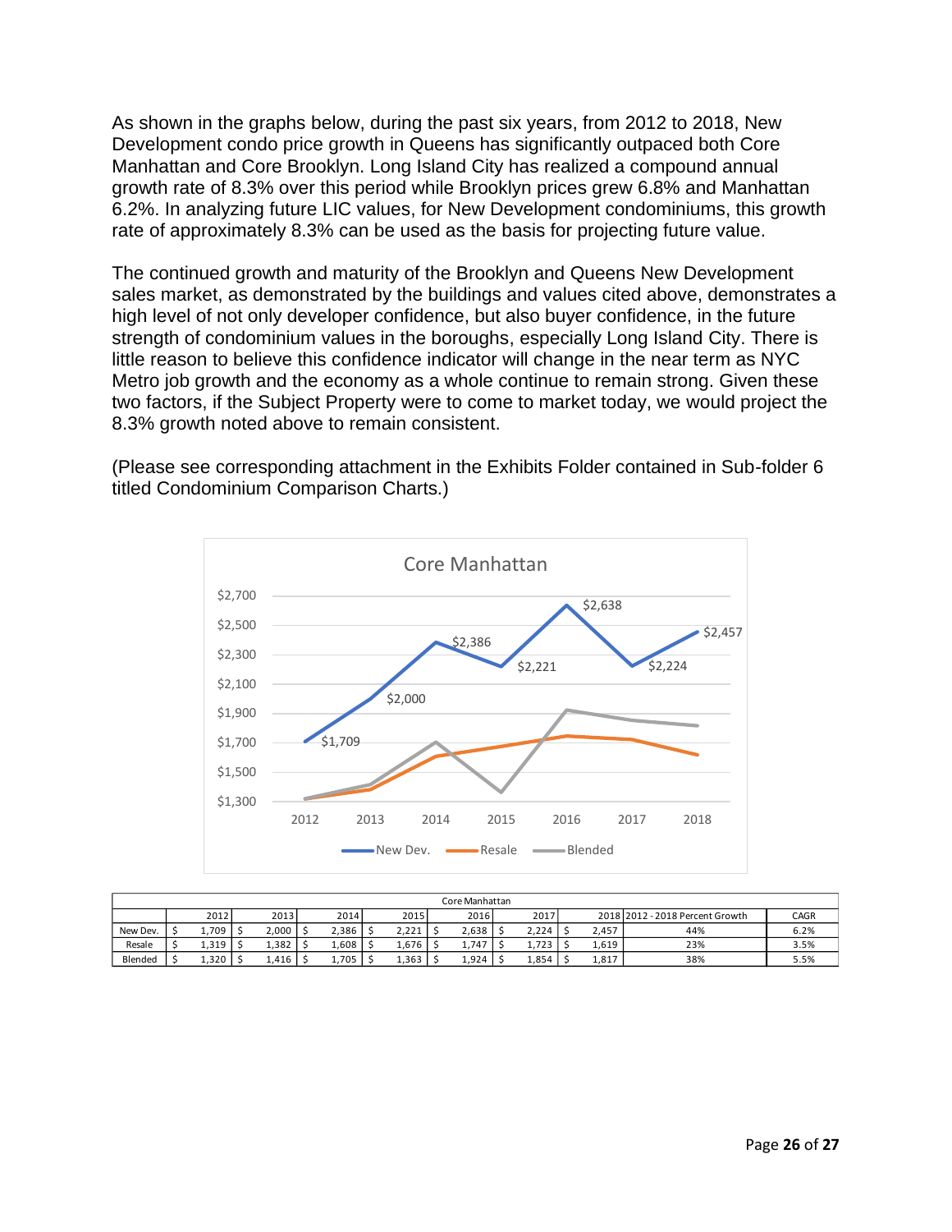As shown in the graphs below, during the past six years, from 2012 to 2018, New Development condo price growth in Queens has significantly outpaced both Core Manhattan and Core Brooklyn. Long Island City has realized a compound annual growth rate of 8.3% over this period while Brooklyn prices grew 6.8% and Manhattan 6.2%. In analyzing future LIC values, for New Development condominiums, this growth rate of approximately 8.3% can be used as the basis for projecting future value.

The continued growth and maturity of the Brooklyn and Queens New Development sales market, as demonstrated by the buildings and values cited above, demonstrates a high level of not only developer confidence, but also buyer confidence, in the future strength of condominium values in the boroughs, especially Long Island City. There is little reason to believe this confidence indicator will change in the near term as NYC Metro job growth and the economy as a whole continue to remain strong. Given these two factors, if the Subject Property were to come to market today, we would project the 8.3% growth noted above to remain consistent.

(Please see corresponding attachment in the Exhibits Folder contained in Sub-folder 6 titled Condominium Comparison Charts.)

**Core Manhattan**

| Core Manhattan | 2012 | 2013 | 2014 | 2015 | 2016 | 2017 | 2018 | 2012 - 2018 Percent Growth | CAGR |
|---|---|---|---|---|---|---|---|---|---|
| New Dev. | $ 1,709 | $ 2,000 | $ 2,386 | $ 2,221 | $ 2,638 | $ 2,224 | $ 2,457 | 44% | 6.2% |
| Resale | $ 1,319 | $ 1,382 | $ 1,608 | $ 1,676 | $ 1,747 | $ 1,723 | $ 1,619 | 23% | 3.5% |
| Blended | $ 1,320 | $ 1,416 | $ 1,705 | $ 1,363 | $ 1,924 | $ 1,854 | $ 1,817 | 38% | 5.5% |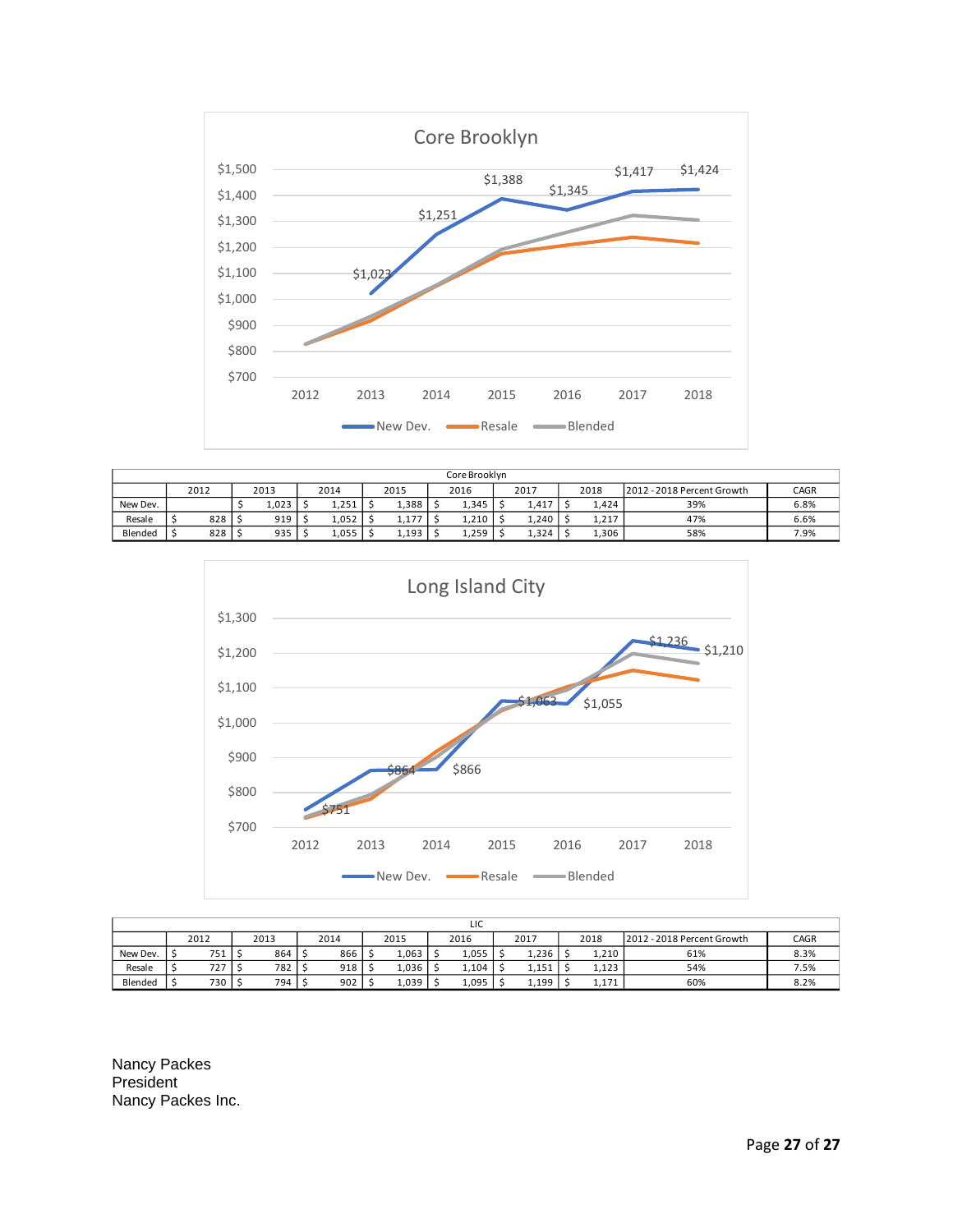Core Brooklyn

$1,500
$1,400
$1,300
$1,200
$1,100
$1,000
$900
$800
$700

2012 2013 2014 2015 2016 2017 2018

$1,023 $1,251 $1,388 $1,345 $1,417 $1,424

New Dev. Resale Blended

| Core Brooklyn | | | | | | | | | |
|---|---|---|---|---|---|---|---|---|---|
| | 2012 | 2013 | 2014 | 2015 | 2016 | 2017 | 2018 | 2012 - 2018 Percent Growth | CAGR |
| New Dev. | | $ 1,023 | $ 1,251 | $ 1,388 | $ 1,345 | $ 1,417 | $ 1,424 | 39% | 6.8% |
| Resale | $ 828 | $ 919 | $ 1,052 | $ 1,177 | $ 1,210 | $ 1,240 | $ 1,217 | 47% | 6.6% |
| Blended | $ 828 | $ 935 | $ 1,055 | $ 1,193 | $ 1,259 | $ 1,324 | $ 1,306 | 58% | 7.9% |

Long Island City

$1,300
$1,200
$1,100
$1,000
$900
$800
$700

2012 2013 2014 2015 2016 2017 2018

$751 $864 $866 $1,063 $1,055 $1,236 $1,210

New Dev. Resale Blended

| LIC | | | | | | | | | |
|---|---|---|---|---|---|---|---|---|---|
| | 2012 | 2013 | 2014 | 2015 | 2016 | 2017 | 2018 | 2012 - 2018 Percent Growth | CAGR |
| New Dev. | $ 751 | $ 864 | $ 866 | $ 1,063 | $ 1,055 | $ 1,236 | $ 1,210 | 61% | 8.3% |
| Resale | $ 727 | $ 782 | $ 918 | $ 1,036 | $ 1,104 | $ 1,151 | $ 1,123 | 54% | 7.5% |
| Blended | $ 730 | $ 794 | $ 902 | $ 1,039 | $ 1,095 | $ 1,199 | $ 1,171 | 60% | 8.2% |

Nancy Packes
President
Nancy Packes Inc.